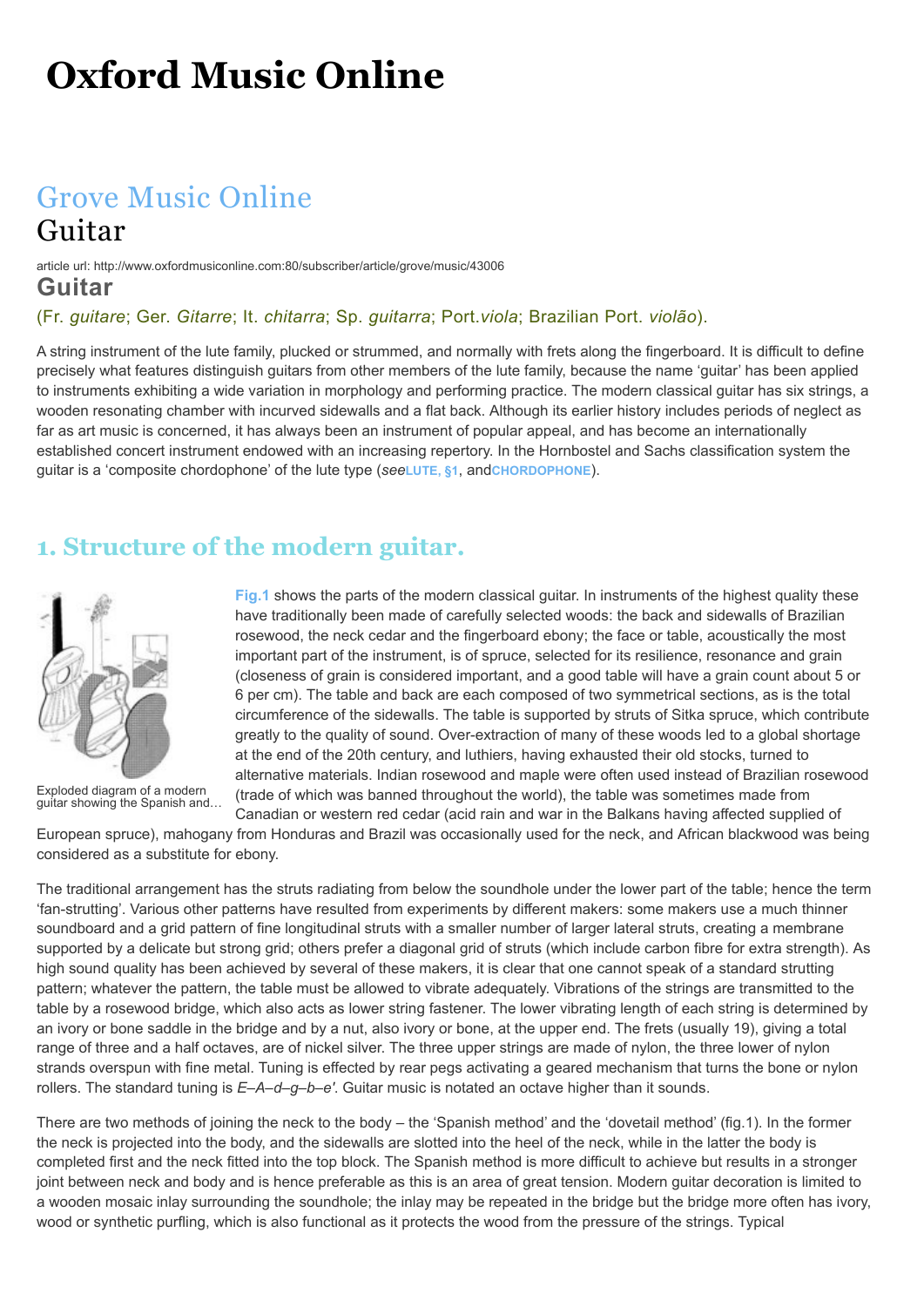# Oxford Music Online

## Grove Music Online

# Guitar

article url: http://www.oxfordmusiconline.com:80/subscriber/article/grove/music/43006

## Guitar

(Fr. *guitare*; Ger. *Gitarre*; It. *chitarra*; Sp. *guitarra*; Port.*viola*; Brazilian Port. *violão*).

A string instrument of the lute family, plucked or strummed, and normally with frets along the fingerboard. It is difficult to define precisely what features distinguish guitars from other members of the lute family, because the name 'guitar' has been applied to instruments exhibiting a wide variation in morphology and performing practice. The modern classical guitar has six strings, a wooden resonating chamber with incurved sidewalls and a flat back. Although its earlier history includes periods of neglect as far as art music is concerned, it has always been an instrument of popular appeal, and has become an internationally established concert instrument endowed with an increasing repertory. In the Hornbostel and Sachs classification system the guitar is a 'composite chordophone' of the lute type (*see*LUTE, §1, andCHORDOPHONE).

## 1. Structure of the modern guitar.

Exploded diagram of a modern guitar showing the Spanish and…

Fig.1 shows the parts of the modern classical guitar. In instruments of the highest quality these have traditionally been made of carefully selected woods: the back and sidewalls of Brazilian rosewood, the neck cedar and the fingerboard ebony; the face or table, acoustically the most important part of the instrument, is of spruce, selected for its resilience, resonance and grain (closeness of grain is considered important, and a good table will have a grain count about 5 or 6 per cm). The table and back are each composed of two symmetrical sections, as is the total circumference of the sidewalls. The table is supported by struts of Sitka spruce, which contribute greatly to the quality of sound. Over-extraction of many of these woods led to a global shortage at the end of the 20th century, and luthiers, having exhausted their old stocks, turned to alternative materials. Indian rosewood and maple were often used instead of Brazilian rosewood (trade of which was banned throughout the world), the table was sometimes made from Canadian or western red cedar (acid rain and war in the Balkans having affected supplied of European spruce), mahogany from Honduras and Brazil was occasionally used for the neck, and African blackwood was being considered as a substitute for ebony.

The traditional arrangement has the struts radiating from below the soundhole under the lower part of the table; hence the term 'fan-strutting'. Various other patterns have resulted from experiments by different makers: some makers use a much thinner soundboard and a grid pattern of fine longitudinal struts with a smaller number of larger lateral struts, creating a membrane supported by a delicate but strong grid; others prefer a diagonal grid of struts (which include carbon fibre for extra strength). As high sound quality has been achieved by several of these makers, it is clear that one cannot speak of a standard strutting pattern; whatever the pattern, the table must be allowed to vibrate adequately. Vibrations of the strings are transmitted to the table by a rosewood bridge, which also acts as lower string fastener. The lower vibrating length of each string is determined by an ivory or bone saddle in the bridge and by a nut, also ivory or bone, at the upper end. The frets (usually 19), giving a total range of three and a half octaves, are of nickel silver. The three upper strings are made of nylon, the three lower of nylon strands overspun with fine metal. Tuning is effected by rear pegs activating a geared mechanism that turns the bone or nylon rollers. The standard tuning is *E–A–d–g–b–e′*. Guitar music is notated an octave higher than it sounds.

There are two methods of joining the neck to the body – the 'Spanish method' and the 'dovetail method' (fig.1). In the former the neck is projected into the body, and the sidewalls are slotted into the heel of the neck, while in the latter the body is completed first and the neck fitted into the top block. The Spanish method is more difficult to achieve but results in a stronger joint between neck and body and is hence preferable as this is an area of great tension. Modern guitar decoration is limited to a wooden mosaic inlay surrounding the soundhole; the inlay may be repeated in the bridge but the bridge more often has ivory, wood or synthetic purfling, which is also functional as it protects the wood from the pressure of the strings. Typical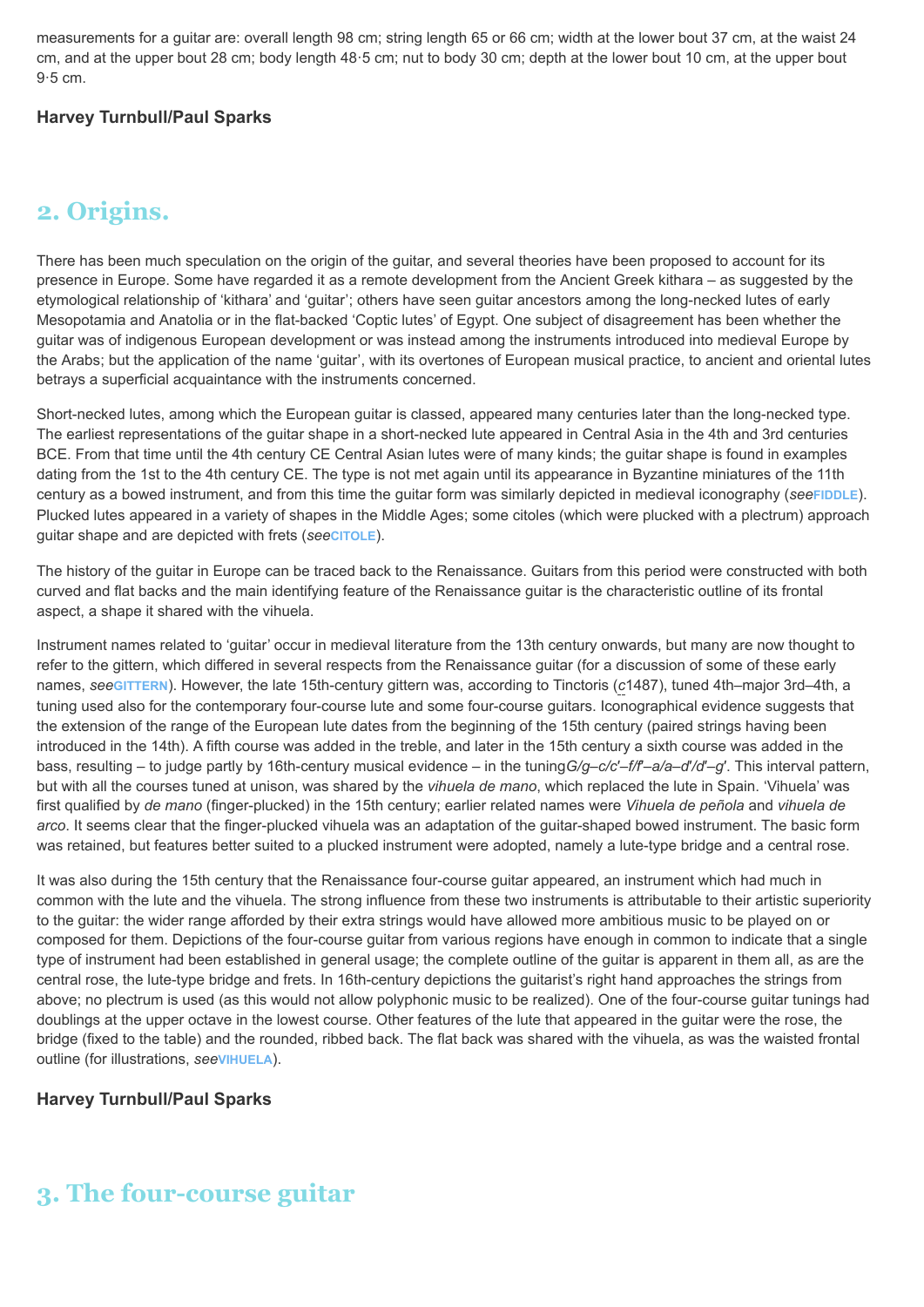measurements for a guitar are: overall length 98 cm; string length 65 or 66 cm; width at the lower bout 37 cm, at the waist 24 cm, and at the upper bout 28 cm; body length 48·5 cm; nut to body 30 cm; depth at the lower bout 10 cm, at the upper bout 9·5 cm.

**Harvey Turnbull/Paul Sparks**

## 2. Origins.

There has been much speculation on the origin of the guitar, and several theories have been proposed to account for its presence in Europe. Some have regarded it as a remote development from the Ancient Greek kithara – as suggested by the etymological relationship of 'kithara' and 'guitar'; others have seen guitar ancestors among the long-necked lutes of early Mesopotamia and Anatolia or in the flat-backed 'Coptic lutes' of Egypt. One subject of disagreement has been whether the guitar was of indigenous European development or was instead among the instruments introduced into medieval Europe by the Arabs; but the application of the name 'guitar', with its overtones of European musical practice, to ancient and oriental lutes betrays a superficial acquaintance with the instruments concerned.

Short-necked lutes, among which the European guitar is classed, appeared many centuries later than the long-necked type. The earliest representations of the guitar shape in a short-necked lute appeared in Central Asia in the 4th and 3rd centuries BCE. From that time until the 4th century CE Central Asian lutes were of many kinds; the guitar shape is found in examples dating from the 1st to the 4th century CE. The type is not met again until its appearance in Byzantine miniatures of the 11th century as a bowed instrument, and from this time the guitar form was similarly depicted in medieval iconography (*see* FIDDLE). Plucked lutes appeared in a variety of shapes in the Middle Ages; some citoles (which were plucked with a plectrum) approach guitar shape and are depicted with frets (*see* CITOLE).

The history of the guitar in Europe can be traced back to the Renaissance. Guitars from this period were constructed with both curved and flat backs and the main identifying feature of the Renaissance guitar is the characteristic outline of its frontal aspect, a shape it shared with the vihuela.

Instrument names related to 'guitar' occur in medieval literature from the 13th century onwards, but many are now thought to refer to the gittern, which differed in several respects from the Renaissance guitar (for a discussion of some of these early names, *see* GITTERN). However, the late 15th-century gittern was, according to Tinctoris (*c*1487), tuned 4th–major 3rd–4th, a tuning used also for the contemporary four-course lute and some four-course guitars. Iconographical evidence suggests that the extension of the range of the European lute dates from the beginning of the 15th century (paired strings having been introduced in the 14th). A fifth course was added in the treble, and later in the 15th century a sixth course was added in the bass, resulting – to judge partly by 16th-century musical evidence – in the tuning *G/g–c/c′–f/f′–a/a–d′/d′–g′*. This interval pattern, but with all the courses tuned at unison, was shared by the *vihuela de mano*, which replaced the lute in Spain. 'Vihuela' was first qualified by *de mano* (finger-plucked) in the 15th century; earlier related names were *Vihuela de peñola* and *vihuela de arco*. It seems clear that the finger-plucked vihuela was an adaptation of the guitar-shaped bowed instrument. The basic form was retained, but features better suited to a plucked instrument were adopted, namely a lute-type bridge and a central rose.

It was also during the 15th century that the Renaissance four-course guitar appeared, an instrument which had much in common with the lute and the vihuela. The strong influence from these two instruments is attributable to their artistic superiority to the guitar: the wider range afforded by their extra strings would have allowed more ambitious music to be played on or composed for them. Depictions of the four-course guitar from various regions have enough in common to indicate that a single type of instrument had been established in general usage; the complete outline of the guitar is apparent in them all, as are the central rose, the lute-type bridge and frets. In 16th-century depictions the guitarist's right hand approaches the strings from above; no plectrum is used (as this would not allow polyphonic music to be realized). One of the four-course guitar tunings had doublings at the upper octave in the lowest course. Other features of the lute that appeared in the guitar were the rose, the bridge (fixed to the table) and the rounded, ribbed back. The flat back was shared with the vihuela, as was the waisted frontal outline (for illustrations, *see* VIHUELA).

**Harvey Turnbull/Paul Sparks**

## 3. The four-course guitar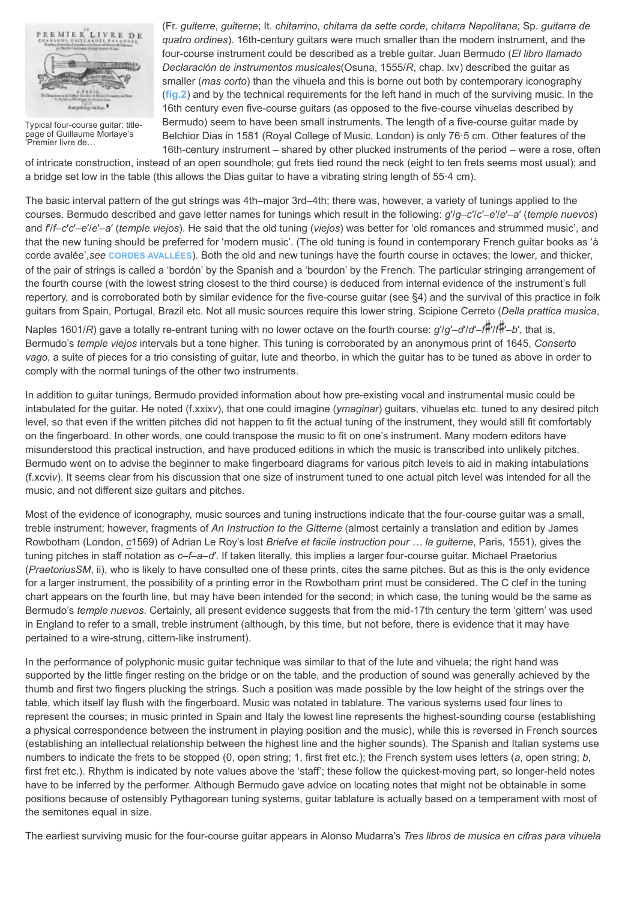Typical four-course guitar: title-page of Guillaume Morlaye's 'Premier livre de…

(Fr. *guiterre*, *guiterne*; It. *chitarrino*, *chitarra da sette corde*, *chitarra Napolitana*; Sp. *guitarra de quatro ordines*). 16th-century guitars were much smaller than the modern instrument, and the four-course instrument could be described as a treble guitar. Juan Bermudo (*El libro llamado Declaración de instrumentos musicales*(Osuna, 1555/*R*, chap. lxv) described the guitar as smaller (*mas corto*) than the vihuela and this is borne out both by contemporary iconography (fig.2) and by the technical requirements for the left hand in much of the surviving music. In the 16th century even five-course guitars (as opposed to the five-course vihuelas described by Bermudo) seem to have been small instruments. The length of a five-course guitar made by Belchior Dias in 1581 (Royal College of Music, London) is only 76·5 cm. Other features of the 16th-century instrument – shared by other plucked instruments of the period – were a rose, often of intricate construction, instead of an open soundhole; gut frets tied round the neck (eight to ten frets seems most usual); and a bridge set low in the table (this allows the Dias guitar to have a vibrating string length of 55·4 cm).

The basic interval pattern of the gut strings was 4th–major 3rd–4th; there was, however, a variety of tunings applied to the courses. Bermudo described and gave letter names for tunings which result in the following: *g*′/*g*–*c*′/*c*′–*e*′/*e*′–*a*′ (*temple nuevos*) and *f*′/*f*–*c*′*c*′–*e*′/*e*′–*a*′ (*temple viejos*). He said that the old tuning (*viejos*) was better for 'old romances and strummed music', and that the new tuning should be preferred for 'modern music'. (The old tuning is found in contemporary French guitar books as 'à corde avalée',*see* CORDES AVALLÉES). Both the old and new tunings have the fourth course in octaves; the lower, and thicker, of the pair of strings is called a 'bordón' by the Spanish and a 'bourdon' by the French. The particular stringing arrangement of the fourth course (with the lowest string closest to the third course) is deduced from internal evidence of the instrument's full repertory, and is corroborated both by similar evidence for the five-course guitar (see §4) and the survival of this practice in folk guitars from Spain, Portugal, Brazil etc. Not all music sources require this lower string. Scipione Cerreto (*Della prattica musica*, Naples 1601/*R*) gave a totally re-entrant tuning with no lower octave on the fourth course: *g*′/*g*′–*d*′/*d*′–*f*♯′/*f*♯′–*b*′, that is, Bermudo's *temple viejos* intervals but a tone higher. This tuning is corroborated by an anonymous print of 1645, *Conserto vago*, a suite of pieces for a trio consisting of guitar, lute and theorbo, in which the guitar has to be tuned as above in order to comply with the normal tunings of the other two instruments.

In addition to guitar tunings, Bermudo provided information about how pre-existing vocal and instrumental music could be intabulated for the guitar. He noted (f.xxix*v*), that one could imagine (*ymaginar*) guitars, vihuelas etc. tuned to any desired pitch level, so that even if the written pitches did not happen to fit the actual tuning of the instrument, they would still fit comfortably on the fingerboard. In other words, one could transpose the music to fit on one's instrument. Many modern editors have misunderstood this practical instruction, and have produced editions in which the music is transcribed into unlikely pitches. Bermudo went on to advise the beginner to make fingerboard diagrams for various pitch levels to aid in making intabulations (f.xcvi*v*). It seems clear from his discussion that one size of instrument tuned to one actual pitch level was intended for all the music, and not different size guitars and pitches.

Most of the evidence of iconography, music sources and tuning instructions indicate that the four-course guitar was a small, treble instrument; however, fragments of *An Instruction to the Gitterne* (almost certainly a translation and edition by James Rowbotham (London, c1569) of Adrian Le Roy's lost *Briefve et facile instruction pour … la guiterne*, Paris, 1551), gives the tuning pitches in staff notation as *c*–*f*–*a*–*d*′. If taken literally, this implies a larger four-course guitar. Michael Praetorius (*PraetoriusSM*, ii), who is likely to have consulted one of these prints, cites the same pitches. But as this is the only evidence for a larger instrument, the possibility of a printing error in the Rowbotham print must be considered. The C clef in the tuning chart appears on the fourth line, but may have been intended for the second; in which case, the tuning would be the same as Bermudo's *temple nuevos*. Certainly, all present evidence suggests that from the mid-17th century the term 'gittern' was used in England to refer to a small, treble instrument (although, by this time, but not before, there is evidence that it may have pertained to a wire-strung, cittern-like instrument).

In the performance of polyphonic music guitar technique was similar to that of the lute and vihuela; the right hand was supported by the little finger resting on the bridge or on the table, and the production of sound was generally achieved by the thumb and first two fingers plucking the strings. Such a position was made possible by the low height of the strings over the table, which itself lay flush with the fingerboard. Music was notated in tablature. The various systems used four lines to represent the courses; in music printed in Spain and Italy the lowest line represents the highest-sounding course (establishing a physical correspondence between the instrument in playing position and the music), while this is reversed in French sources (establishing an intellectual relationship between the highest line and the higher sounds). The Spanish and Italian systems use numbers to indicate the frets to be stopped (0, open string; 1, first fret etc.); the French system uses letters (*a*, open string; *b*, first fret etc.). Rhythm is indicated by note values above the 'staff'; these follow the quickest-moving part, so longer-held notes have to be inferred by the performer. Although Bermudo gave advice on locating notes that might not be obtainable in some positions because of ostensibly Pythagorean tuning systems, guitar tablature is actually based on a temperament with most of the semitones equal in size.

The earliest surviving music for the four-course guitar appears in Alonso Mudarra's *Tres libros de musica en cifras para vihuela*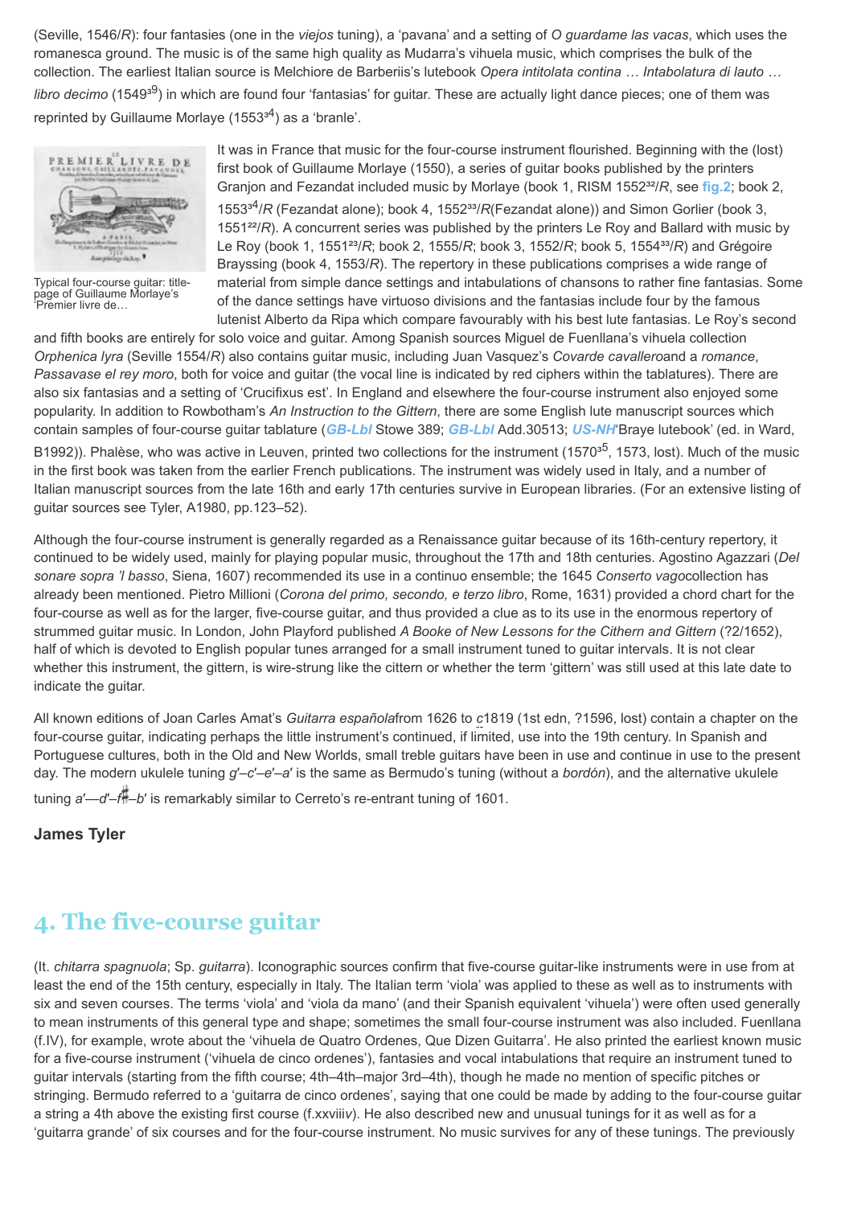(Seville, 1546/*R*): four fantasies (one in the *viejos* tuning), a 'pavana' and a setting of *O guardame las vacas*, which uses the romanesca ground. The music is of the same high quality as Mudarra's vihuela music, which comprises the bulk of the collection. The earliest Italian source is Melchiore de Barberiis's lutebook *Opera intitolata contina … Intabolatura di lauto … libro decimo* (1549[39]) in which are found four 'fantasias' for guitar. These are actually light dance pieces; one of them was reprinted by Guillaume Morlaye (1553[34]) as a 'branle'.

Typical four-course guitar: title-page of Guillaume Morlaye's 'Premier livre de…

It was in France that music for the four-course instrument flourished. Beginning with the (lost) first book of Guillaume Morlaye (1550), a series of guitar books published by the printers Granjon and Fezandat included music by Morlaye (book 1, RISM 1552[32]/*R*, see fig.2; book 2, 1553[34]/*R* (Fezandat alone); book 4, 1552[33]/*R*(Fezandat alone)) and Simon Gorlier (book 3, 1551[22]/*R*). A concurrent series was published by the printers Le Roy and Ballard with music by Le Roy (book 1, 1551[23]/*R*; book 2, 1555/*R*; book 3, 1552/*R*; book 5, 1554[33]/*R*) and Grégoire Brayssing (book 4, 1553/*R*). The repertory in these publications comprises a wide range of material from simple dance settings and intabulations of chansons to rather fine fantasias. Some of the dance settings have virtuoso divisions and the fantasias include four by the famous lutenist Alberto da Ripa which compare favourably with his best lute fantasias. Le Roy's second and fifth books are entirely for solo voice and guitar. Among Spanish sources Miguel de Fuenllana's vihuela collection *Orphenica lyra* (Seville 1554/*R*) also contains guitar music, including Juan Vasquez's *Covarde cavallero*and a *romance*, *Passavase el rey moro*, both for voice and guitar (the vocal line is indicated by red ciphers within the tablatures). There are also six fantasias and a setting of 'Crucifixus est'. In England and elsewhere the four-course instrument also enjoyed some popularity. In addition to Rowbotham's *An Instruction to the Gittern*, there are some English lute manuscript sources which contain samples of four-course guitar tablature (*GB-Lbl* Stowe 389; *GB-Lbl* Add.30513; *US-NH*'Braye lutebook' (ed. in Ward, B1992)). Phalèse, who was active in Leuven, printed two collections for the instrument (1570[35], 1573, lost). Much of the music in the first book was taken from the earlier French publications. The instrument was widely used in Italy, and a number of Italian manuscript sources from the late 16th and early 17th centuries survive in European libraries. (For an extensive listing of guitar sources see Tyler, A1980, pp.123–52).

Although the four-course instrument is generally regarded as a Renaissance guitar because of its 16th-century repertory, it continued to be widely used, mainly for playing popular music, throughout the 17th and 18th centuries. Agostino Agazzari (*Del sonare sopra 'l basso*, Siena, 1607) recommended its use in a continuo ensemble; the 1645 *Conserto vago*collection has already been mentioned. Pietro Millioni (*Corona del primo, secondo, e terzo libro*, Rome, 1631) provided a chord chart for the four-course as well as for the larger, five-course guitar, and thus provided a clue as to its use in the enormous repertory of strummed guitar music. In London, John Playford published *A Booke of New Lessons for the Cithern and Gittern* (?2/1652), half of which is devoted to English popular tunes arranged for a small instrument tuned to guitar intervals. It is not clear whether this instrument, the gittern, is wire-strung like the cittern or whether the term 'gittern' was still used at this late date to indicate the guitar.

All known editions of Joan Carles Amat's *Guitarra española*from 1626 to c1819 (1st edn, ?1596, lost) contain a chapter on the four-course guitar, indicating perhaps the little instrument's continued, if limited, use into the 19th century. In Spanish and Portuguese cultures, both in the Old and New Worlds, small treble guitars have been in use and continue in use to the present day. The modern ukulele tuning *g′*–*c′*–*e′*–*a′* is the same as Bermudo's tuning (without a *bordón*), and the alternative ukulele tuning *a′*—*d′*–*f*♯*′*–*b′* is remarkably similar to Cerreto's re-entrant tuning of 1601.

**James Tyler**

## 4. The five-course guitar

(It. *chitarra spagnuola*; Sp. *guitarra*). Iconographic sources confirm that five-course guitar-like instruments were in use from at least the end of the 15th century, especially in Italy. The Italian term 'viola' was applied to these as well as to instruments with six and seven courses. The terms 'viola' and 'viola da mano' (and their Spanish equivalent 'vihuela') were often used generally to mean instruments of this general type and shape; sometimes the small four-course instrument was also included. Fuenllana (f.IV), for example, wrote about the 'vihuela de Quatro Ordenes, Que Dizen Guitarra'. He also printed the earliest known music for a five-course instrument ('vihuela de cinco ordenes'), fantasies and vocal intabulations that require an instrument tuned to guitar intervals (starting from the fifth course; 4th–4th–major 3rd–4th), though he made no mention of specific pitches or stringing. Bermudo referred to a 'guitarra de cinco ordenes', saying that one could be made by adding to the four-course guitar a string a 4th above the existing first course (f.xxviiiv). He also described new and unusual tunings for it as well as for a 'guitarra grande' of six courses and for the four-course instrument. No music survives for any of these tunings. The previously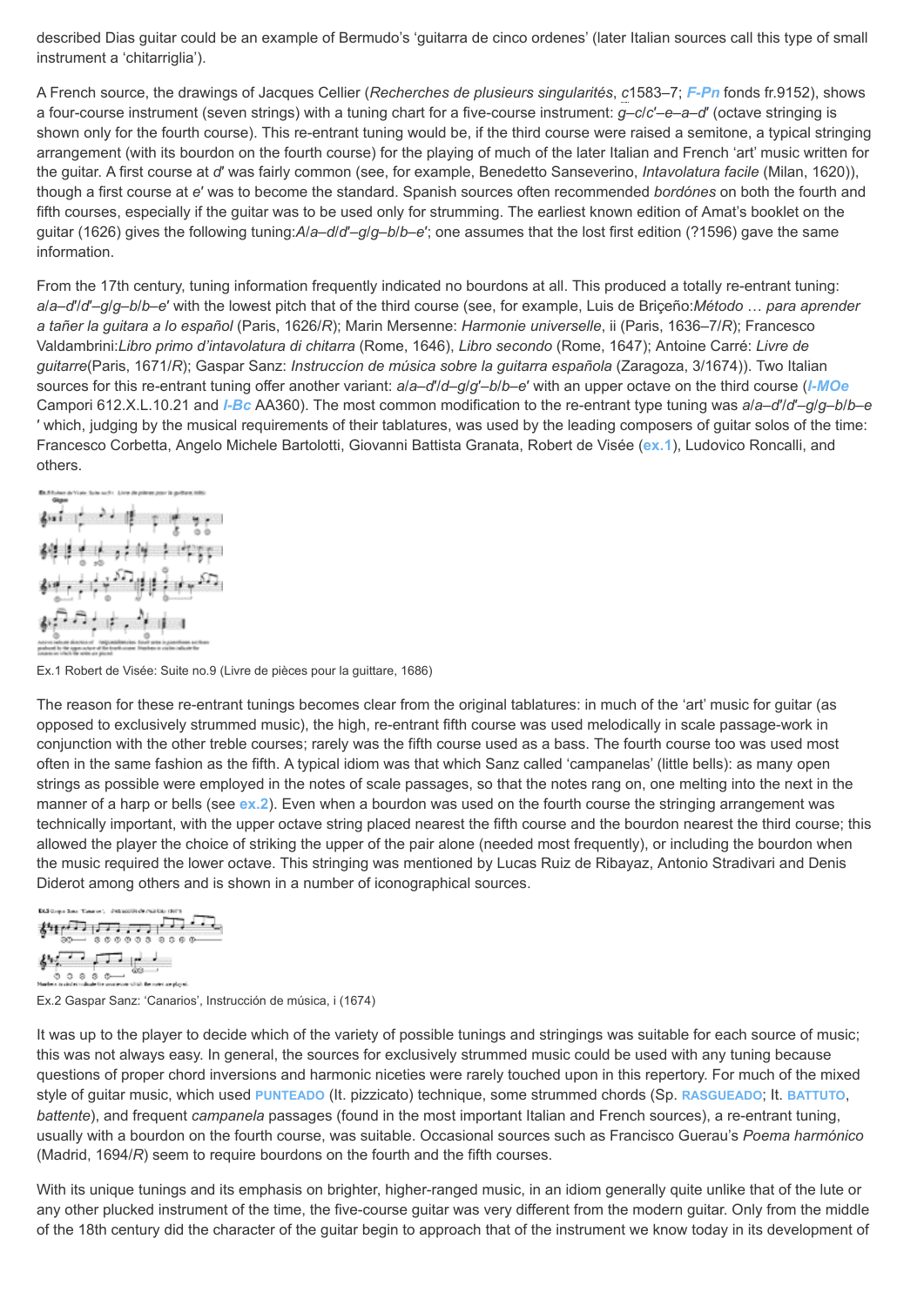described Dias guitar could be an example of Bermudo's 'guitarra de cinco ordenes' (later Italian sources call this type of small instrument a 'chitarriglia').

A French source, the drawings of Jacques Cellier (*Recherches de plusieurs singularités*, c1583–7; **F-Pn** fonds fr.9152), shows a four-course instrument (seven strings) with a tuning chart for a five-course instrument: *g*–*c*/*c*′–*e*–*a*–*d*′ (octave stringing is shown only for the fourth course). This re-entrant tuning would be, if the third course were raised a semitone, a typical stringing arrangement (with its bourdon on the fourth course) for the playing of much of the later Italian and French 'art' music written for the guitar. A first course at *d*′ was fairly common (see, for example, Benedetto Sanseverino, *Intavolatura facile* (Milan, 1620)), though a first course at *e*′ was to become the standard. Spanish sources often recommended *bordónes* on both the fourth and fifth courses, especially if the guitar was to be used only for strumming. The earliest known edition of Amat's booklet on the guitar (1626) gives the following tuning:*A*/*a*–*d*/*d*′–*g*/*g*–*b*/*b*–*e*′; one assumes that the lost first edition (?1596) gave the same information.

From the 17th century, tuning information frequently indicated no bourdons at all. This produced a totally re-entrant tuning: *a*/*a*–*d*′/*d*′–*g*/*g*–*b*/*b*–*e*′ with the lowest pitch that of the third course (see, for example, Luis de Briçeño:*Método … para aprender a tañer la guitara a lo español* (Paris, 1626/*R*); Marin Mersenne: *Harmonie universelle*, ii (Paris, 1636–7/*R*); Francesco Valdambrini:*Libro primo d'intavolatura di chitarra* (Rome, 1646), *Libro secondo* (Rome, 1647); Antoine Carré: *Livre de guitarre*(Paris, 1671/*R*); Gaspar Sanz: *Instruccíon de música sobre la guitarra española* (Zaragoza, 3/1674)). Two Italian sources for this re-entrant tuning offer another variant: *a*/*a*–*d*′/*d*–*g*/*g*′–*b*/*b*–*e*′ with an upper octave on the third course (**I-MOe** Campori 612.X.L.10.21 and **I-Bc** AA360). The most common modification to the re-entrant type tuning was *a*/*a*–*d*′/*d*–*g*/*g*–*b*/*b*–*e* ′ which, judging by the musical requirements of their tablatures, was used by the leading composers of guitar solos of the time: Francesco Corbetta, Angelo Michele Bartolotti, Giovanni Battista Granata, Robert de Visée (**ex.1**), Ludovico Roncalli, and others.

Ex.1 Robert de Visée: Suite no.9 (Livre de pièces pour la guittare, 1686)

The reason for these re-entrant tunings becomes clear from the original tablatures: in much of the 'art' music for guitar (as opposed to exclusively strummed music), the high, re-entrant fifth course was used melodically in scale passage-work in conjunction with the other treble courses; rarely was the fifth course used as a bass. The fourth course too was used most often in the same fashion as the fifth. A typical idiom was that which Sanz called 'campanelas' (little bells): as many open strings as possible were employed in the notes of scale passages, so that the notes rang on, one melting into the next in the manner of a harp or bells (see **ex.2**). Even when a bourdon was used on the fourth course the stringing arrangement was technically important, with the upper octave string placed nearest the fifth course and the bourdon nearest the third course; this allowed the player the choice of striking the upper of the pair alone (needed most frequently), or including the bourdon when the music required the lower octave. This stringing was mentioned by Lucas Ruiz de Ribayaz, Antonio Stradivari and Denis Diderot among others and is shown in a number of iconographical sources.

Ex.2 Gaspar Sanz: 'Canarios', Instrucción de música, i (1674)

It was up to the player to decide which of the variety of possible tunings and stringings was suitable for each source of music; this was not always easy. In general, the sources for exclusively strummed music could be used with any tuning because questions of proper chord inversions and harmonic niceties were rarely touched upon in this repertory. For much of the mixed style of guitar music, which used **PUNTEADO** (It. pizzicato) technique, some strummed chords (Sp. **RASGUEADO**; It. **BATTUTO**, *battente*), and frequent *campanela* passages (found in the most important Italian and French sources), a re-entrant tuning, usually with a bourdon on the fourth course, was suitable. Occasional sources such as Francisco Guerau's *Poema harmónico* (Madrid, 1694/*R*) seem to require bourdons on the fourth and the fifth courses.

With its unique tunings and its emphasis on brighter, higher-ranged music, in an idiom generally quite unlike that of the lute or any other plucked instrument of the time, the five-course guitar was very different from the modern guitar. Only from the middle of the 18th century did the character of the guitar begin to approach that of the instrument we know today in its development of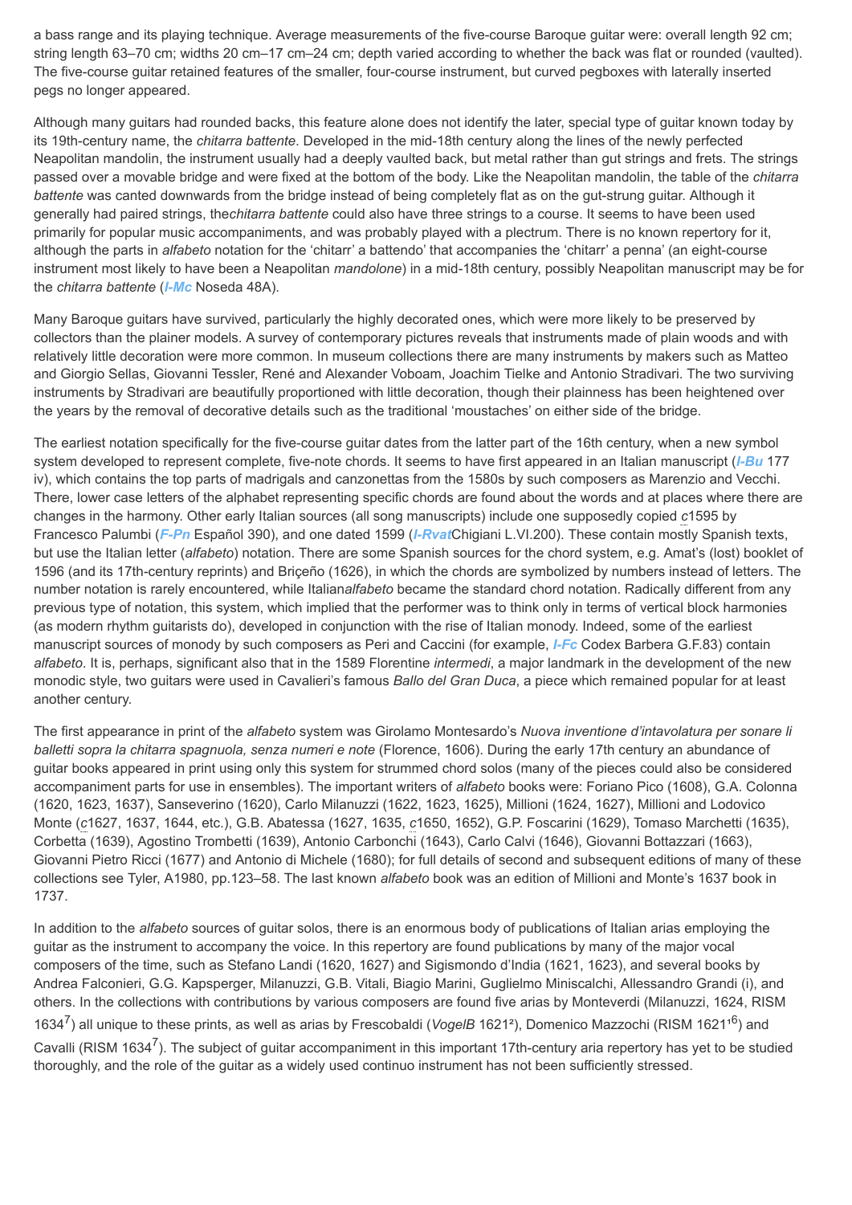a bass range and its playing technique. Average measurements of the five-course Baroque guitar were: overall length 92 cm; string length 63–70 cm; widths 20 cm–17 cm–24 cm; depth varied according to whether the back was flat or rounded (vaulted). The five-course guitar retained features of the smaller, four-course instrument, but curved pegboxes with laterally inserted pegs no longer appeared.

Although many guitars had rounded backs, this feature alone does not identify the later, special type of guitar known today by its 19th-century name, the *chitarra battente*. Developed in the mid-18th century along the lines of the newly perfected Neapolitan mandolin, the instrument usually had a deeply vaulted back, but metal rather than gut strings and frets. The strings passed over a movable bridge and were fixed at the bottom of the body. Like the Neapolitan mandolin, the table of the *chitarra battente* was canted downwards from the bridge instead of being completely flat as on the gut-strung guitar. Although it generally had paired strings, the*chitarra battente* could also have three strings to a course. It seems to have been used primarily for popular music accompaniments, and was probably played with a plectrum. There is no known repertory for it, although the parts in *alfabeto* notation for the 'chitarr' a battendo' that accompanies the 'chitarr' a penna' (an eight-course instrument most likely to have been a Neapolitan *mandolone*) in a mid-18th century, possibly Neapolitan manuscript may be for the *chitarra battente* (***I-Mc*** Noseda 48A).

Many Baroque guitars have survived, particularly the highly decorated ones, which were more likely to be preserved by collectors than the plainer models. A survey of contemporary pictures reveals that instruments made of plain woods and with relatively little decoration were more common. In museum collections there are many instruments by makers such as Matteo and Giorgio Sellas, Giovanni Tessler, René and Alexander Voboam, Joachim Tielke and Antonio Stradivari. The two surviving instruments by Stradivari are beautifully proportioned with little decoration, though their plainness has been heightened over the years by the removal of decorative details such as the traditional 'moustaches' on either side of the bridge.

The earliest notation specifically for the five-course guitar dates from the latter part of the 16th century, when a new symbol system developed to represent complete, five-note chords. It seems to have first appeared in an Italian manuscript (***I-Bu*** 177 iv), which contains the top parts of madrigals and canzonettas from the 1580s by such composers as Marenzio and Vecchi. There, lower case letters of the alphabet representing specific chords are found about the words and at places where there are changes in the harmony. Other early Italian sources (all song manuscripts) include one supposedly copied *c*1595 by Francesco Palumbi (***F-Pn*** Español 390), and one dated 1599 (***I-Rvat***Chigiani L.VI.200). These contain mostly Spanish texts, but use the Italian letter (*alfabeto*) notation. There are some Spanish sources for the chord system, e.g. Amat's (lost) booklet of 1596 (and its 17th-century reprints) and Briçeño (1626), in which the chords are symbolized by numbers instead of letters. The number notation is rarely encountered, while Italian*alfabeto* became the standard chord notation. Radically different from any previous type of notation, this system, which implied that the performer was to think only in terms of vertical block harmonies (as modern rhythm guitarists do), developed in conjunction with the rise of Italian monody. Indeed, some of the earliest manuscript sources of monody by such composers as Peri and Caccini (for example, ***I-Fc*** Codex Barbera G.F.83) contain *alfabeto*. It is, perhaps, significant also that in the 1589 Florentine *intermedi*, a major landmark in the development of the new monodic style, two guitars were used in Cavalieri's famous *Ballo del Gran Duca*, a piece which remained popular for at least another century.

The first appearance in print of the *alfabeto* system was Girolamo Montesardo's *Nuova inventione d'intavolatura per sonare li balletti sopra la chitarra spagnuola, senza numeri e note* (Florence, 1606). During the early 17th century an abundance of guitar books appeared in print using only this system for strummed chord solos (many of the pieces could also be considered accompaniment parts for use in ensembles). The important writers of *alfabeto* books were: Foriano Pico (1608), G.A. Colonna (1620, 1623, 1637), Sanseverino (1620), Carlo Milanuzzi (1622, 1623, 1625), Millioni (1624, 1627), Millioni and Lodovico Monte (*c*1627, 1637, 1644, etc.), G.B. Abatessa (1627, 1635, *c*1650, 1652), G.P. Foscarini (1629), Tomaso Marchetti (1635), Corbetta (1639), Agostino Trombetti (1639), Antonio Carbonchi (1643), Carlo Calvi (1646), Giovanni Bottazzari (1663), Giovanni Pietro Ricci (1677) and Antonio di Michele (1680); for full details of second and subsequent editions of many of these collections see Tyler, A1980, pp.123–58. The last known *alfabeto* book was an edition of Millioni and Monte's 1637 book in 1737.

In addition to the *alfabeto* sources of guitar solos, there is an enormous body of publications of Italian arias employing the guitar as the instrument to accompany the voice. In this repertory are found publications by many of the major vocal composers of the time, such as Stefano Landi (1620, 1627) and Sigismondo d'India (1621, 1623), and several books by Andrea Falconieri, G.G. Kapsperger, Milanuzzi, G.B. Vitali, Biagio Marini, Guglielmo Miniscalchi, Allessandro Grandi (i), and others. In the collections with contributions by various composers are found five arias by Monteverdi (Milanuzzi, 1624, RISM 1634[7]) all unique to these prints, as well as arias by Frescobaldi (*VogelB* 1621[2]), Domenico Mazzochi (RISM 1621[16]) and Cavalli (RISM 1634[7]). The subject of guitar accompaniment in this important 17th-century aria repertory has yet to be studied thoroughly, and the role of the guitar as a widely used continuo instrument has not been sufficiently stressed.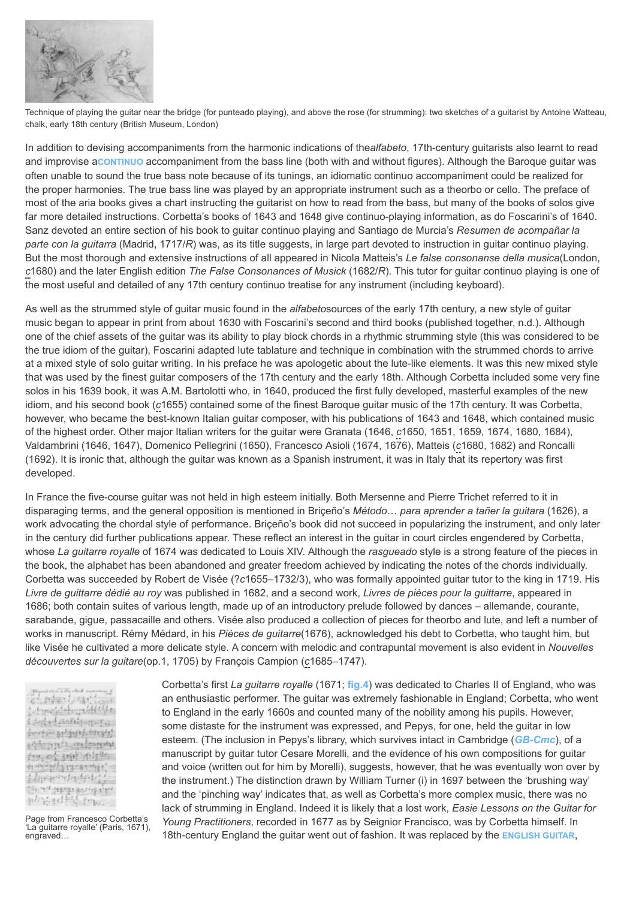Technique of playing the guitar near the bridge (for punteado playing), and above the rose (for strumming): two sketches of a guitarist by Antoine Watteau, chalk, early 18th century (British Museum, London)

In addition to devising accompaniments from the harmonic indications of the*alfabeto*, 17th-century guitarists also learnt to read and improvise a**CONTINUO** accompaniment from the bass line (both with and without figures). Although the Baroque guitar was often unable to sound the true bass note because of its tunings, an idiomatic continuo accompaniment could be realized for the proper harmonies. The true bass line was played by an appropriate instrument such as a theorbo or cello. The preface of most of the aria books gives a chart instructing the guitarist on how to read from the bass, but many of the books of solos give far more detailed instructions. Corbetta's books of 1643 and 1648 give continuo-playing information, as do Foscarini's of 1640. Sanz devoted an entire section of his book to guitar continuo playing and Santiago de Murcia's *Resumen de acompañar la parte con la guitarra* (Madrid, 1717/*R*) was, as its title suggests, in large part devoted to instruction in guitar continuo playing. But the most thorough and extensive instructions of all appeared in Nicola Matteis's *Le false consonanse della musica*(London, *c*1680) and the later English edition *The False Consonances of Musick* (1682/*R*). This tutor for guitar continuo playing is one of the most useful and detailed of any 17th century continuo treatise for any instrument (including keyboard).

As well as the strummed style of guitar music found in the *alfabeto*sources of the early 17th century, a new style of guitar music began to appear in print from about 1630 with Foscarini's second and third books (published together, n.d.). Although one of the chief assets of the guitar was its ability to play block chords in a rhythmic strumming style (this was considered to be the true idiom of the guitar), Foscarini adapted lute tablature and technique in combination with the strummed chords to arrive at a mixed style of solo guitar writing. In his preface he was apologetic about the lute-like elements. It was this new mixed style that was used by the finest guitar composers of the 17th century and the early 18th. Although Corbetta included some very fine solos in his 1639 book, it was A.M. Bartolotti who, in 1640, produced the first fully developed, masterful examples of the new idiom, and his second book (*c*1655) contained some of the finest Baroque guitar music of the 17th century. It was Corbetta, however, who became the best-known Italian guitar composer, with his publications of 1643 and 1648, which contained music of the highest order. Other major Italian writers for the guitar were Granata (1646, *c*1650, 1651, 1659, 1674, 1680, 1684), Valdambrini (1646, 1647), Domenico Pellegrini (1650), Francesco Asioli (1674, 1676), Matteis (*c*1680, 1682) and Roncalli (1692). It is ironic that, although the guitar was known as a Spanish instrument, it was in Italy that its repertory was first developed.

In France the five-course guitar was not held in high esteem initially. Both Mersenne and Pierre Trichet referred to it in disparaging terms, and the general opposition is mentioned in Briçeño's *Método… para aprender a tañer la guitara* (1626), a work advocating the chordal style of performance. Briçeño's book did not succeed in popularizing the instrument, and only later in the century did further publications appear. These reflect an interest in the guitar in court circles engendered by Corbetta, whose *La guitarre royalle* of 1674 was dedicated to Louis XIV. Although the *rasgueado* style is a strong feature of the pieces in the book, the alphabet has been abandoned and greater freedom achieved by indicating the notes of the chords individually. Corbetta was succeeded by Robert de Visée (?*c*1655–1732/3), who was formally appointed guitar tutor to the king in 1719. His *Livre de guittarre dédié au roy* was published in 1682, and a second work, *Livres de pièces pour la guittarre*, appeared in 1686; both contain suites of various length, made up of an introductory prelude followed by dances – allemande, courante, sarabande, gigue, passacaille and others. Visée also produced a collection of pieces for theorbo and lute, and left a number of works in manuscript. Rémy Médard, in his *Pièces de guitarre*(1676), acknowledged his debt to Corbetta, who taught him, but like Visée he cultivated a more delicate style. A concern with melodic and contrapuntal movement is also evident in *Nouvelles découvertes sur la guitare*(op.1, 1705) by François Campion (*c*1685–1747).

Page from Francesco Corbetta's 'La guitarre royalle' (Paris, 1671), engraved…

Corbetta's first *La guitarre royalle* (1671; **fig.4**) was dedicated to Charles II of England, who was an enthusiastic performer. The guitar was extremely fashionable in England; Corbetta, who went to England in the early 1660s and counted many of the nobility among his pupils. However, some distaste for the instrument was expressed, and Pepys, for one, held the guitar in low esteem. (The inclusion in Pepys's library, which survives intact in Cambridge (***GB-Cmc***), of a manuscript by guitar tutor Cesare Morelli, and the evidence of his own compositions for guitar and voice (written out for him by Morelli), suggests, however, that he was eventually won over by the instrument.) The distinction drawn by William Turner (i) in 1697 between the 'brushing way' and the 'pinching way' indicates that, as well as Corbetta's more complex music, there was no lack of strumming in England. Indeed it is likely that a lost work, *Easie Lessons on the Guitar for Young Practitioners*, recorded in 1677 as by Seignior Francisco, was by Corbetta himself. In 18th-century England the guitar went out of fashion. It was replaced by the **ENGLISH GUITAR**,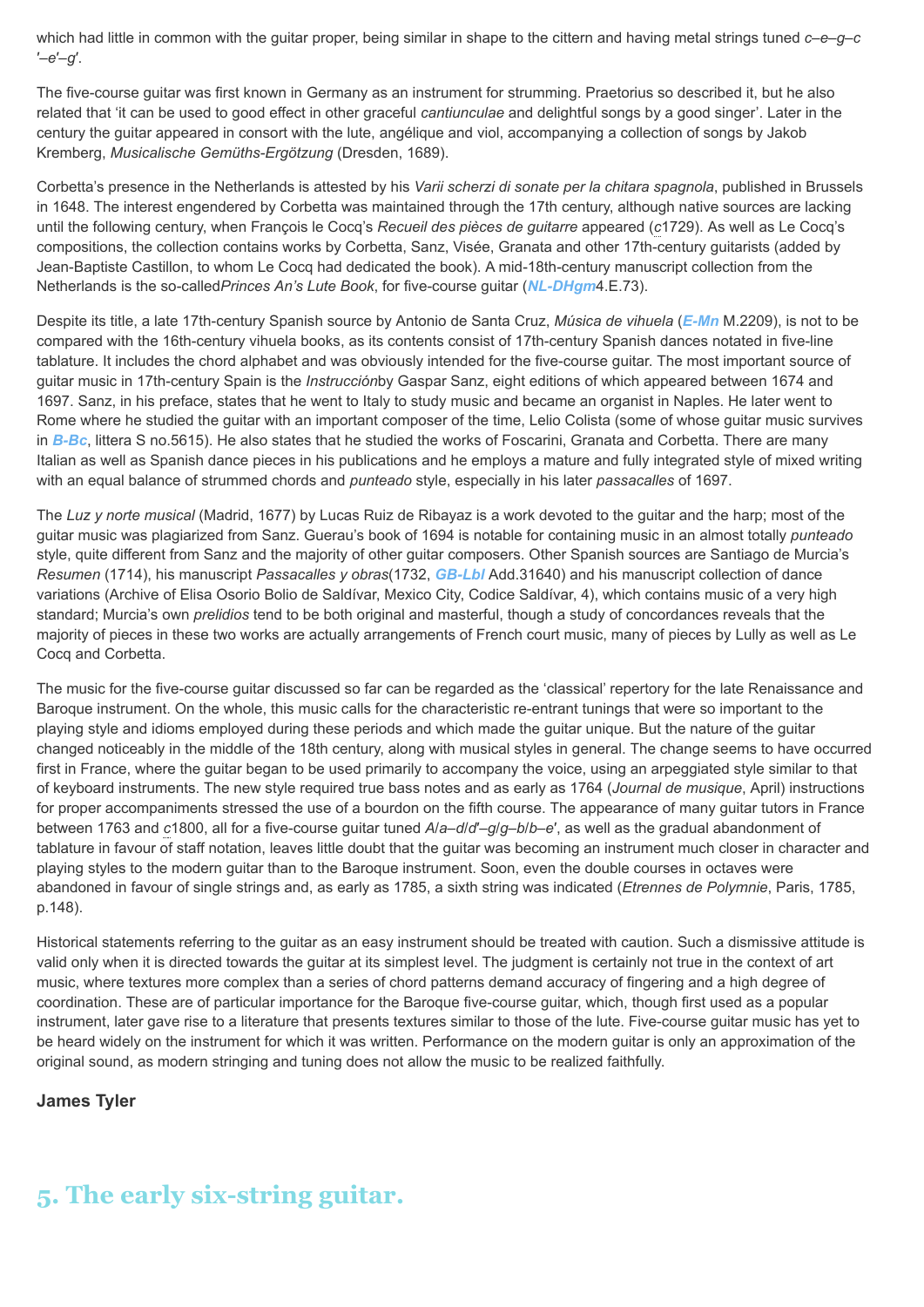which had little in common with the guitar proper, being similar in shape to the cittern and having metal strings tuned *c–e–g–c′–e′–g′*.

The five-course guitar was first known in Germany as an instrument for strumming. Praetorius so described it, but he also related that ‘it can be used to good effect in other graceful *cantiunculae* and delightful songs by a good singer’. Later in the century the guitar appeared in consort with the lute, angélique and viol, accompanying a collection of songs by Jakob Kremberg, *Musicalische Gemüths-Ergötzung* (Dresden, 1689).

Corbetta’s presence in the Netherlands is attested by his *Varii scherzi di sonate per la chitara spagnola*, published in Brussels in 1648. The interest engendered by Corbetta was maintained through the 17th century, although native sources are lacking until the following century, when François le Cocq’s *Recueil des pièces de guitarre* appeared (*c*1729). As well as Le Cocq’s compositions, the collection contains works by Corbetta, Sanz, Visée, Granata and other 17th-century guitarists (added by Jean-Baptiste Castillon, to whom Le Cocq had dedicated the book). A mid-18th-century manuscript collection from the Netherlands is the so-called *Princes An’s Lute Book*, for five-course guitar (***NL-DHgm*** 4.E.73).

Despite its title, a late 17th-century Spanish source by Antonio de Santa Cruz, *Música de vihuela* (***E-Mn*** M.2209), is not to be compared with the 16th-century vihuela books, as its contents consist of 17th-century Spanish dances notated in five-line tablature. It includes the chord alphabet and was obviously intended for the five-course guitar. The most important source of guitar music in 17th-century Spain is the *Instrucción* by Gaspar Sanz, eight editions of which appeared between 1674 and 1697. Sanz, in his preface, states that he went to Italy to study music and became an organist in Naples. He later went to Rome where he studied the guitar with an important composer of the time, Lelio Colista (some of whose guitar music survives in ***B-Bc***, littera S no.5615). He also states that he studied the works of Foscarini, Granata and Corbetta. There are many Italian as well as Spanish dance pieces in his publications and he employs a mature and fully integrated style of mixed writing with an equal balance of strummed chords and *punteado* style, especially in his later *passacalles* of 1697.

The *Luz y norte musical* (Madrid, 1677) by Lucas Ruiz de Ribayaz is a work devoted to the guitar and the harp; most of the guitar music was plagiarized from Sanz. Guerau’s book of 1694 is notable for containing music in an almost totally *punteado* style, quite different from Sanz and the majority of other guitar composers. Other Spanish sources are Santiago de Murcia’s *Resumen* (1714), his manuscript *Passacalles y obras* (1732, ***GB-Lbl*** Add.31640) and his manuscript collection of dance variations (Archive of Elisa Osorio Bolio de Saldívar, Mexico City, Codice Saldívar, 4), which contains music of a very high standard; Murcia’s own *prelidios* tend to be both original and masterful, though a study of concordances reveals that the majority of pieces in these two works are actually arrangements of French court music, many of pieces by Lully as well as Le Cocq and Corbetta.

The music for the five-course guitar discussed so far can be regarded as the ‘classical’ repertory for the late Renaissance and Baroque instrument. On the whole, this music calls for the characteristic re-entrant tunings that were so important to the playing style and idioms employed during these periods and which made the guitar unique. But the nature of the guitar changed noticeably in the middle of the 18th century, along with musical styles in general. The change seems to have occurred first in France, where the guitar began to be used primarily to accompany the voice, using an arpeggiated style similar to that of keyboard instruments. The new style required true bass notes and as early as 1764 (*Journal de musique*, April) instructions for proper accompaniments stressed the use of a bourdon on the fifth course. The appearance of many guitar tutors in France between 1763 and *c*1800, all for a five-course guitar tuned *A*/*a–d*/*d′–g*/*g–b*/*b–e′*, as well as the gradual abandonment of tablature in favour of staff notation, leaves little doubt that the guitar was becoming an instrument much closer in character and playing styles to the modern guitar than to the Baroque instrument. Soon, even the double courses in octaves were abandoned in favour of single strings and, as early as 1785, a sixth string was indicated (*Etrennes de Polymnie*, Paris, 1785, p.148).

Historical statements referring to the guitar as an easy instrument should be treated with caution. Such a dismissive attitude is valid only when it is directed towards the guitar at its simplest level. The judgment is certainly not true in the context of art music, where textures more complex than a series of chord patterns demand accuracy of fingering and a high degree of coordination. These are of particular importance for the Baroque five-course guitar, which, though first used as a popular instrument, later gave rise to a literature that presents textures similar to those of the lute. Five-course guitar music has yet to be heard widely on the instrument for which it was written. Performance on the modern guitar is only an approximation of the original sound, as modern stringing and tuning does not allow the music to be realized faithfully.

**James Tyler**

## 5. The early six-string guitar.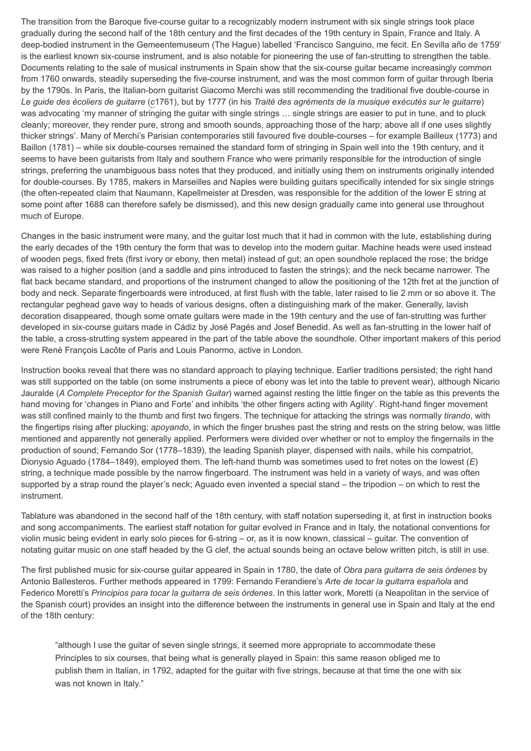The transition from the Baroque five-course guitar to a recognizably modern instrument with six single strings took place gradually during the second half of the 18th century and the first decades of the 19th century in Spain, France and Italy. A deep-bodied instrument in the Gemeentemuseum (The Hague) labelled 'Francisco Sanguino, me fecit. En Sevilla año de 1759' is the earliest known six-course instrument, and is also notable for pioneering the use of fan-strutting to strengthen the table. Documents relating to the sale of musical instruments in Spain show that the six-course guitar became increasingly common from 1760 onwards, steadily superseding the five-course instrument, and was the most common form of guitar through Iberia by the 1790s. In Paris, the Italian-born guitarist Giacomo Merchi was still recommending the traditional five double-course in *Le guide des écoliers de guitarre* (c1761), but by 1777 (in his *Traité des agréments de la musique exécutés sur le guitarre*) was advocating 'my manner of stringing the guitar with single strings … single strings are easier to put in tune, and to pluck cleanly; moreover, they render pure, strong and smooth sounds, approaching those of the harp; above all if one uses slightly thicker strings'. Many of Merchi's Parisian contemporaries still favoured five double-courses – for example Bailleux (1773) and Baillon (1781) – while six double-courses remained the standard form of stringing in Spain well into the 19th century, and it seems to have been guitarists from Italy and southern France who were primarily responsible for the introduction of single strings, preferring the unambiguous bass notes that they produced, and initially using them on instruments originally intended for double-courses. By 1785, makers in Marseilles and Naples were building guitars specifically intended for six single strings (the often-repeated claim that Naumann, Kapellmeister at Dresden, was responsible for the addition of the lower E string at some point after 1688 can therefore safely be dismissed), and this new design gradually came into general use throughout much of Europe.

Changes in the basic instrument were many, and the guitar lost much that it had in common with the lute, establishing during the early decades of the 19th century the form that was to develop into the modern guitar. Machine heads were used instead of wooden pegs, fixed frets (first ivory or ebony, then metal) instead of gut; an open soundhole replaced the rose; the bridge was raised to a higher position (and a saddle and pins introduced to fasten the strings); and the neck became narrower. The flat back became standard, and proportions of the instrument changed to allow the positioning of the 12th fret at the junction of body and neck. Separate fingerboards were introduced, at first flush with the table, later raised to lie 2 mm or so above it. The rectangular peghead gave way to heads of various designs, often a distinguishing mark of the maker. Generally, lavish decoration disappeared, though some ornate guitars were made in the 19th century and the use of fan-strutting was further developed in six-course guitars made in Cádiz by José Pagés and Josef Benedid. As well as fan-strutting in the lower half of the table, a cross-strutting system appeared in the part of the table above the soundhole. Other important makers of this period were René François Lacôte of Paris and Louis Panormo, active in London.

Instruction books reveal that there was no standard approach to playing technique. Earlier traditions persisted; the right hand was still supported on the table (on some instruments a piece of ebony was let into the table to prevent wear), although Nicario Jauralde (*A Complete Preceptor for the Spanish Guitar*) warned against resting the little finger on the table as this prevents the hand moving for 'changes in Piano and Forte' and inhibits 'the other fingers acting with Agility'. Right-hand finger movement was still confined mainly to the thumb and first two fingers. The technique for attacking the strings was normally *tirando*, with the fingertips rising after plucking; *apoyando*, in which the finger brushes past the string and rests on the string below, was little mentioned and apparently not generally applied. Performers were divided over whether or not to employ the fingernails in the production of sound; Fernando Sor (1778–1839), the leading Spanish player, dispensed with nails, while his compatriot, Dionysio Aguado (1784–1849), employed them. The left-hand thumb was sometimes used to fret notes on the lowest (*E*) string, a technique made possible by the narrow fingerboard. The instrument was held in a variety of ways, and was often supported by a strap round the player's neck; Aguado even invented a special stand – the tripodion – on which to rest the instrument.

Tablature was abandoned in the second half of the 18th century, with staff notation superseding it, at first in instruction books and song accompaniments. The earliest staff notation for guitar evolved in France and in Italy, the notational conventions for violin music being evident in early solo pieces for 6-string – or, as it is now known, classical – guitar. The convention of notating guitar music on one staff headed by the G clef, the actual sounds being an octave below written pitch, is still in use.

The first published music for six-course guitar appeared in Spain in 1780, the date of *Obra para guitarra de seis órdenes* by Antonio Ballesteros. Further methods appeared in 1799: Fernando Ferandiere's *Arte de tocar la guitarra española* and Federico Moretti's *Principios para tocar la guitarra de seis órdenes*. In this latter work, Moretti (a Neapolitan in the service of the Spanish court) provides an insight into the difference between the instruments in general use in Spain and Italy at the end of the 18th century:

> "although I use the guitar of seven single strings, it seemed more appropriate to accommodate these Principles to six courses, that being what is generally played in Spain: this same reason obliged me to publish them in Italian, in 1792, adapted for the guitar with five strings, because at that time the one with six was not known in Italy."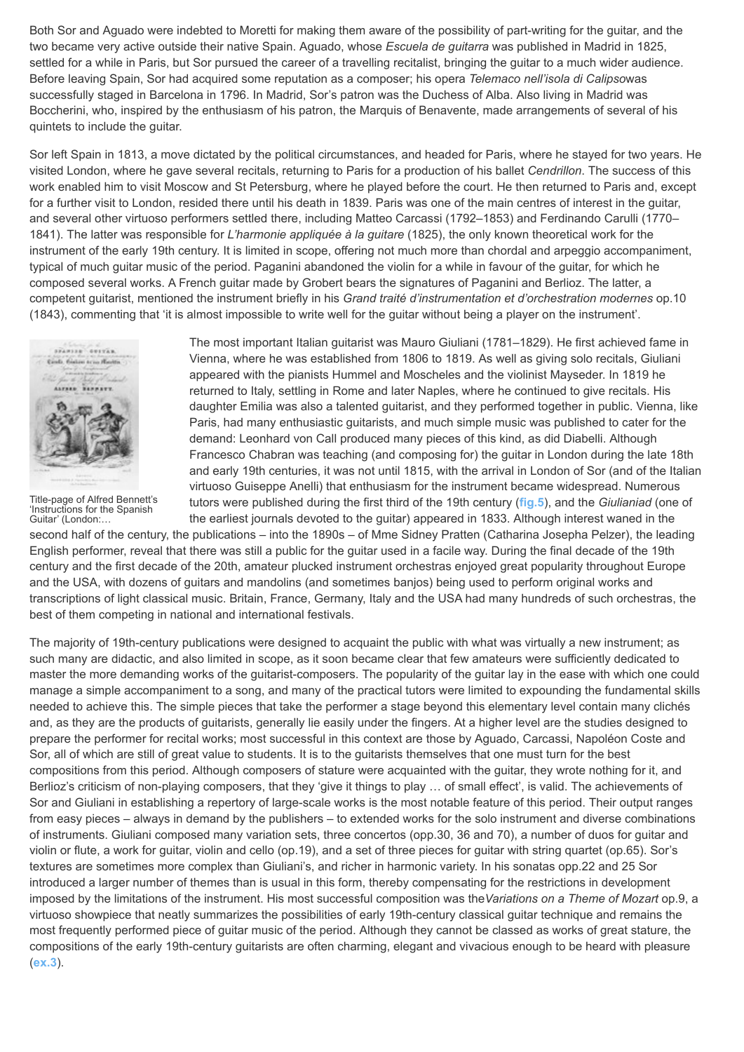Both Sor and Aguado were indebted to Moretti for making them aware of the possibility of part-writing for the guitar, and the two became very active outside their native Spain. Aguado, whose *Escuela de guitarra* was published in Madrid in 1825, settled for a while in Paris, but Sor pursued the career of a travelling recitalist, bringing the guitar to a much wider audience. Before leaving Spain, Sor had acquired some reputation as a composer; his opera *Telemaco nell'isola di Calipso*was successfully staged in Barcelona in 1796. In Madrid, Sor's patron was the Duchess of Alba. Also living in Madrid was Boccherini, who, inspired by the enthusiasm of his patron, the Marquis of Benavente, made arrangements of several of his quintets to include the guitar.

Sor left Spain in 1813, a move dictated by the political circumstances, and headed for Paris, where he stayed for two years. He visited London, where he gave several recitals, returning to Paris for a production of his ballet *Cendrillon*. The success of this work enabled him to visit Moscow and St Petersburg, where he played before the court. He then returned to Paris and, except for a further visit to London, resided there until his death in 1839. Paris was one of the main centres of interest in the guitar, and several other virtuoso performers settled there, including Matteo Carcassi (1792–1853) and Ferdinando Carulli (1770–1841). The latter was responsible for *L'harmonie appliquée à la guitare* (1825), the only known theoretical work for the instrument of the early 19th century. It is limited in scope, offering not much more than chordal and arpeggio accompaniment, typical of much guitar music of the period. Paganini abandoned the violin for a while in favour of the guitar, for which he composed several works. A French guitar made by Grobert bears the signatures of Paganini and Berlioz. The latter, a competent guitarist, mentioned the instrument briefly in his *Grand traité d'instrumentation et d'orchestration modernes* op.10 (1843), commenting that 'it is almost impossible to write well for the guitar without being a player on the instrument'.

Title-page of Alfred Bennett's 'Instructions for the Spanish Guitar' (London:…

The most important Italian guitarist was Mauro Giuliani (1781–1829). He first achieved fame in Vienna, where he was established from 1806 to 1819. As well as giving solo recitals, Giuliani appeared with the pianists Hummel and Moscheles and the violinist Mayseder. In 1819 he returned to Italy, settling in Rome and later Naples, where he continued to give recitals. His daughter Emilia was also a talented guitarist, and they performed together in public. Vienna, like Paris, had many enthusiastic guitarists, and much simple music was published to cater for the demand: Leonhard von Call produced many pieces of this kind, as did Diabelli. Although Francesco Chabran was teaching (and composing for) the guitar in London during the late 18th and early 19th centuries, it was not until 1815, with the arrival in London of Sor (and of the Italian virtuoso Guiseppe Anelli) that enthusiasm for the instrument became widespread. Numerous tutors were published during the first third of the 19th century (**fig.5**), and the *Giulianiad* (one of the earliest journals devoted to the guitar) appeared in 1833. Although interest waned in the second half of the century, the publications – into the 1890s – of Mme Sidney Pratten (Catharina Josepha Pelzer), the leading English performer, reveal that there was still a public for the guitar used in a facile way. During the final decade of the 19th century and the first decade of the 20th, amateur plucked instrument orchestras enjoyed great popularity throughout Europe and the USA, with dozens of guitars and mandolins (and sometimes banjos) being used to perform original works and transcriptions of light classical music. Britain, France, Germany, Italy and the USA had many hundreds of such orchestras, the best of them competing in national and international festivals.

The majority of 19th-century publications were designed to acquaint the public with what was virtually a new instrument; as such many are didactic, and also limited in scope, as it soon became clear that few amateurs were sufficiently dedicated to master the more demanding works of the guitarist-composers. The popularity of the guitar lay in the ease with which one could manage a simple accompaniment to a song, and many of the practical tutors were limited to expounding the fundamental skills needed to achieve this. The simple pieces that take the performer a stage beyond this elementary level contain many clichés and, as they are the products of guitarists, generally lie easily under the fingers. At a higher level are the studies designed to prepare the performer for recital works; most successful in this context are those by Aguado, Carcassi, Napoléon Coste and Sor, all of which are still of great value to students. It is to the guitarists themselves that one must turn for the best compositions from this period. Although composers of stature were acquainted with the guitar, they wrote nothing for it, and Berlioz's criticism of non-playing composers, that they 'give it things to play … of small effect', is valid. The achievements of Sor and Giuliani in establishing a repertory of large-scale works is the most notable feature of this period. Their output ranges from easy pieces – always in demand by the publishers – to extended works for the solo instrument and diverse combinations of instruments. Giuliani composed many variation sets, three concertos (opp.30, 36 and 70), a number of duos for guitar and violin or flute, a work for guitar, violin and cello (op.19), and a set of three pieces for guitar with string quartet (op.65). Sor's textures are sometimes more complex than Giuliani's, and richer in harmonic variety. In his sonatas opp.22 and 25 Sor introduced a larger number of themes than is usual in this form, thereby compensating for the restrictions in development imposed by the limitations of the instrument. His most successful composition was the*Variations on a Theme of Mozart* op.9, a virtuoso showpiece that neatly summarizes the possibilities of early 19th-century classical guitar technique and remains the most frequently performed piece of guitar music of the period. Although they cannot be classed as works of great stature, the compositions of the early 19th-century guitarists are often charming, elegant and vivacious enough to be heard with pleasure (**ex.3**).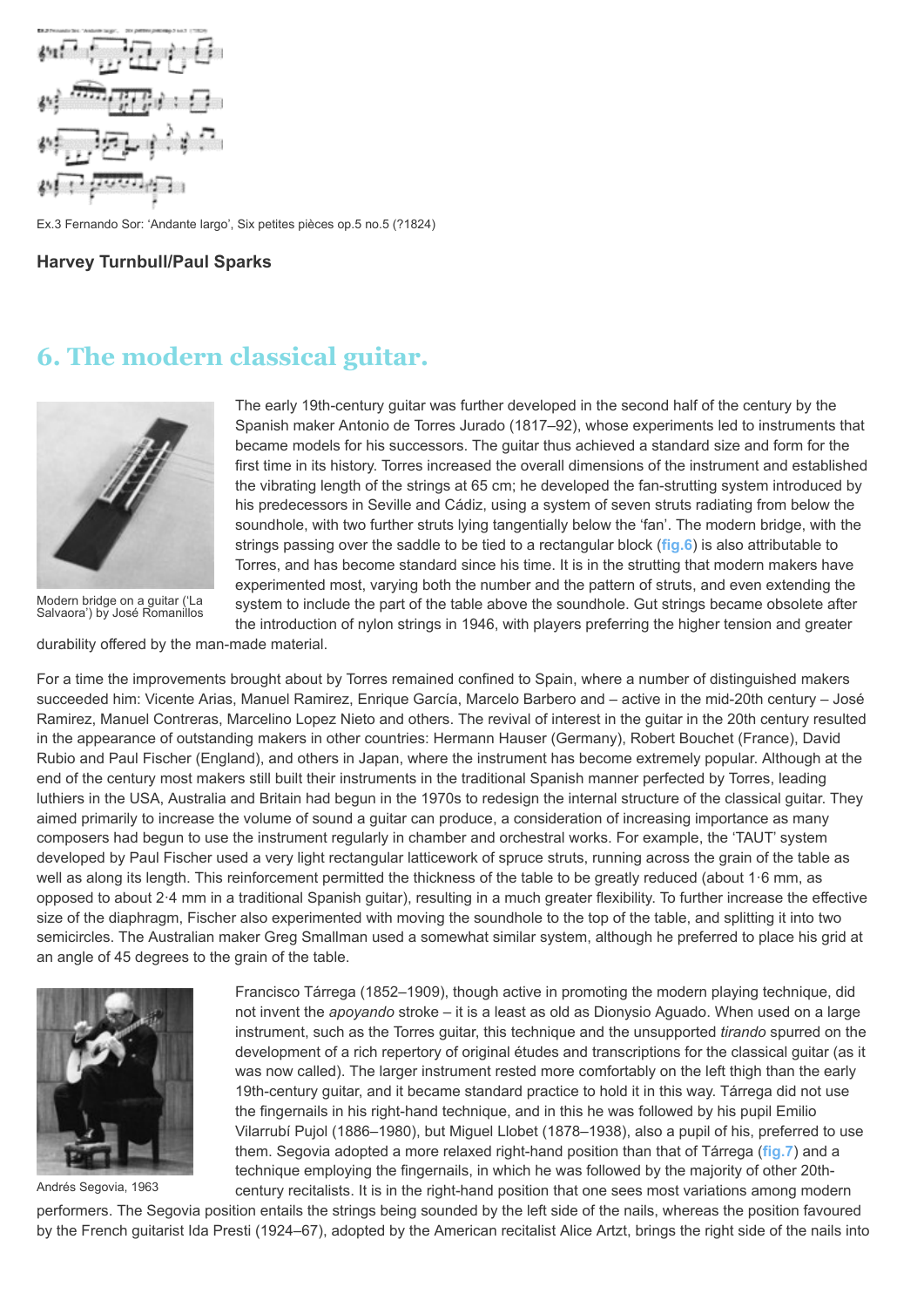Ex.3 Fernando Sor: 'Andante largo', Six petites pièces op.5 no.5 (?1824)

**Harvey Turnbull/Paul Sparks**

## 6. The modern classical guitar.

Modern bridge on a guitar ('La Salvaora') by José Romanillos

The early 19th-century guitar was further developed in the second half of the century by the Spanish maker Antonio de Torres Jurado (1817–92), whose experiments led to instruments that became models for his successors. The guitar thus achieved a standard size and form for the first time in its history. Torres increased the overall dimensions of the instrument and established the vibrating length of the strings at 65 cm; he developed the fan-strutting system introduced by his predecessors in Seville and Cádiz, using a system of seven struts radiating from below the soundhole, with two further struts lying tangentially below the 'fan'. The modern bridge, with the strings passing over the saddle to be tied to a rectangular block (fig.6) is also attributable to Torres, and has become standard since his time. It is in the strutting that modern makers have experimented most, varying both the number and the pattern of struts, and even extending the system to include the part of the table above the soundhole. Gut strings became obsolete after the introduction of nylon strings in 1946, with players preferring the higher tension and greater durability offered by the man-made material.

For a time the improvements brought about by Torres remained confined to Spain, where a number of distinguished makers succeeded him: Vicente Arias, Manuel Ramirez, Enrique García, Marcelo Barbero and – active in the mid-20th century – José Ramirez, Manuel Contreras, Marcelino Lopez Nieto and others. The revival of interest in the guitar in the 20th century resulted in the appearance of outstanding makers in other countries: Hermann Hauser (Germany), Robert Bouchet (France), David Rubio and Paul Fischer (England), and others in Japan, where the instrument has become extremely popular. Although at the end of the century most makers still built their instruments in the traditional Spanish manner perfected by Torres, leading luthiers in the USA, Australia and Britain had begun in the 1970s to redesign the internal structure of the classical guitar. They aimed primarily to increase the volume of sound a guitar can produce, a consideration of increasing importance as many composers had begun to use the instrument regularly in chamber and orchestral works. For example, the 'TAUT' system developed by Paul Fischer used a very light rectangular latticework of spruce struts, running across the grain of the table as well as along its length. This reinforcement permitted the thickness of the table to be greatly reduced (about 1·6 mm, as opposed to about 2·4 mm in a traditional Spanish guitar), resulting in a much greater flexibility. To further increase the effective size of the diaphragm, Fischer also experimented with moving the soundhole to the top of the table, and splitting it into two semicircles. The Australian maker Greg Smallman used a somewhat similar system, although he preferred to place his grid at an angle of 45 degrees to the grain of the table.

Andrés Segovia, 1963

Francisco Tárrega (1852–1909), though active in promoting the modern playing technique, did not invent the *apoyando* stroke – it is a least as old as Dionysio Aguado. When used on a large instrument, such as the Torres guitar, this technique and the unsupported *tirando* spurred on the development of a rich repertory of original études and transcriptions for the classical guitar (as it was now called). The larger instrument rested more comfortably on the left thigh than the early 19th-century guitar, and it became standard practice to hold it in this way. Tárrega did not use the fingernails in his right-hand technique, and in this he was followed by his pupil Emilio Vilarrubí Pujol (1886–1980), but Miguel Llobet (1878–1938), also a pupil of his, preferred to use them. Segovia adopted a more relaxed right-hand position than that of Tárrega (fig.7) and a technique employing the fingernails, in which he was followed by the majority of other 20th-century recitalists. It is in the right-hand position that one sees most variations among modern performers. The Segovia position entails the strings being sounded by the left side of the nails, whereas the position favoured by the French guitarist Ida Presti (1924–67), adopted by the American recitalist Alice Artzt, brings the right side of the nails into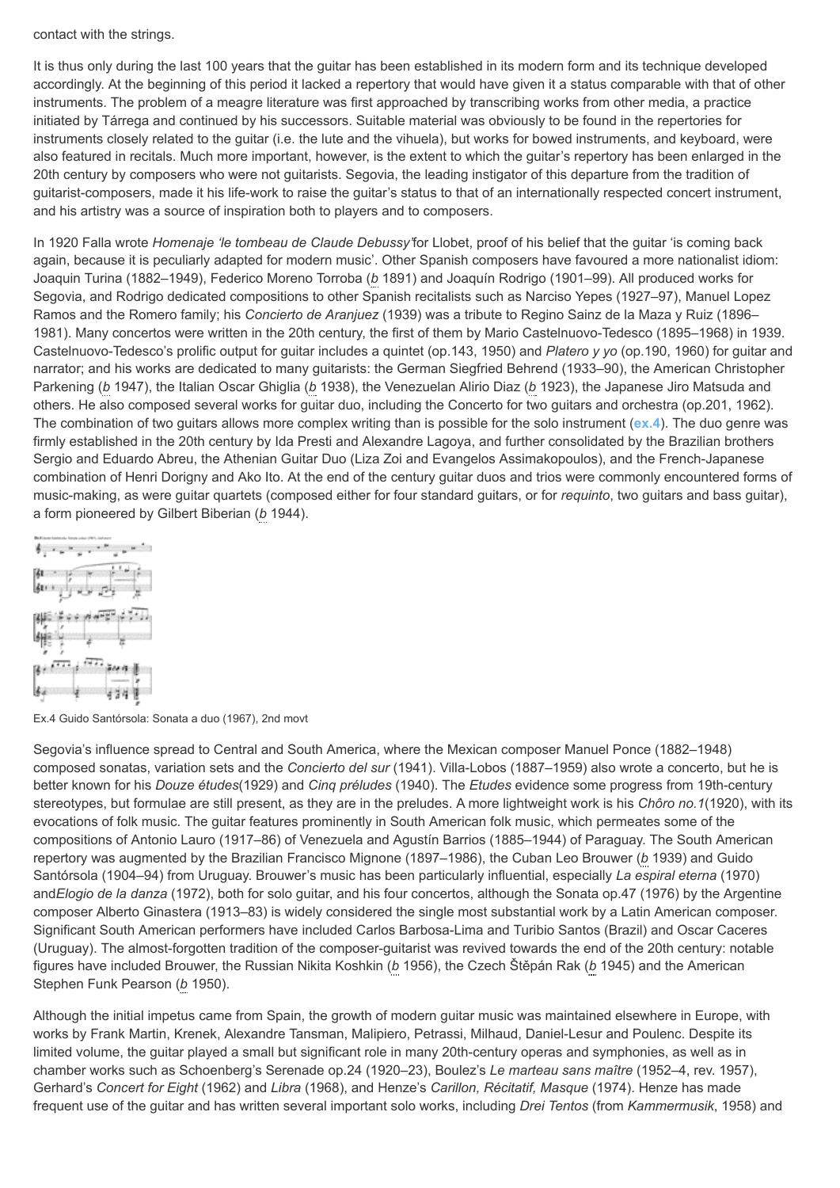contact with the strings.

It is thus only during the last 100 years that the guitar has been established in its modern form and its technique developed accordingly. At the beginning of this period it lacked a repertory that would have given it a status comparable with that of other instruments. The problem of a meagre literature was first approached by transcribing works from other media, a practice initiated by Tárrega and continued by his successors. Suitable material was obviously to be found in the repertories for instruments closely related to the guitar (i.e. the lute and the vihuela), but works for bowed instruments, and keyboard, were also featured in recitals. Much more important, however, is the extent to which the guitar's repertory has been enlarged in the 20th century by composers who were not guitarists. Segovia, the leading instigator of this departure from the tradition of guitarist-composers, made it his life-work to raise the guitar's status to that of an internationally respected concert instrument, and his artistry was a source of inspiration both to players and to composers.

In 1920 Falla wrote *Homenaje 'le tombeau de Claude Debussy'* for Llobet, proof of his belief that the guitar 'is coming back again, because it is peculiarly adapted for modern music'. Other Spanish composers have favoured a more nationalist idiom: Joaquin Turina (1882–1949), Federico Moreno Torroba (*b* 1891) and Joaquín Rodrigo (1901–99). All produced works for Segovia, and Rodrigo dedicated compositions to other Spanish recitalists such as Narciso Yepes (1927–97), Manuel Lopez Ramos and the Romero family; his *Concierto de Aranjuez* (1939) was a tribute to Regino Sainz de la Maza y Ruiz (1896–1981). Many concertos were written in the 20th century, the first of them by Mario Castelnuovo-Tedesco (1895–1968) in 1939. Castelnuovo-Tedesco's prolific output for guitar includes a quintet (op.143, 1950) and *Platero y yo* (op.190, 1960) for guitar and narrator; and his works are dedicated to many guitarists: the German Siegfried Behrend (1933–90), the American Christopher Parkening (*b* 1947), the Italian Oscar Ghiglia (*b* 1938), the Venezuelan Alirio Diaz (*b* 1923), the Japanese Jiro Matsuda and others. He also composed several works for guitar duo, including the Concerto for two guitars and orchestra (op.201, 1962). The combination of two guitars allows more complex writing than is possible for the solo instrument (**ex.4**). The duo genre was firmly established in the 20th century by Ida Presti and Alexandre Lagoya, and further consolidated by the Brazilian brothers Sergio and Eduardo Abreu, the Athenian Guitar Duo (Liza Zoi and Evangelos Assimakopoulos), and the French-Japanese combination of Henri Dorigny and Ako Ito. At the end of the century guitar duos and trios were commonly encountered forms of music-making, as were guitar quartets (composed either for four standard guitars, or for *requinto*, two guitars and bass guitar), a form pioneered by Gilbert Biberian (*b* 1944).

Ex.4 Guido Santórsola: Sonata a duo (1967), 2nd movt

Segovia's influence spread to Central and South America, where the Mexican composer Manuel Ponce (1882–1948) composed sonatas, variation sets and the *Concierto del sur* (1941). Villa-Lobos (1887–1959) also wrote a concerto, but he is better known for his *Douze études* (1929) and *Cinq préludes* (1940). The *Etudes* evidence some progress from 19th-century stereotypes, but formulae are still present, as they are in the preludes. A more lightweight work is his *Chôro no.1* (1920), with its evocations of folk music. The guitar features prominently in South American folk music, which permeates some of the compositions of Antonio Lauro (1917–86) of Venezuela and Agustín Barrios (1885–1944) of Paraguay. The South American repertory was augmented by the Brazilian Francisco Mignone (1897–1986), the Cuban Leo Brouwer (*b* 1939) and Guido Santórsola (1904–94) from Uruguay. Brouwer's music has been particularly influential, especially *La espiral eterna* (1970) and *Elogio de la danza* (1972), both for solo guitar, and his four concertos, although the Sonata op.47 (1976) by the Argentine composer Alberto Ginastera (1913–83) is widely considered the single most substantial work by a Latin American composer. Significant South American performers have included Carlos Barbosa-Lima and Turibio Santos (Brazil) and Oscar Caceres (Uruguay). The almost-forgotten tradition of the composer-guitarist was revived towards the end of the 20th century: notable figures have included Brouwer, the Russian Nikita Koshkin (*b* 1956), the Czech Štěpán Rak (*b* 1945) and the American Stephen Funk Pearson (*b* 1950).

Although the initial impetus came from Spain, the growth of modern guitar music was maintained elsewhere in Europe, with works by Frank Martin, Krenek, Alexandre Tansman, Malipiero, Petrassi, Milhaud, Daniel-Lesur and Poulenc. Despite its limited volume, the guitar played a small but significant role in many 20th-century operas and symphonies, as well as in chamber works such as Schoenberg's Serenade op.24 (1920–23), Boulez's *Le marteau sans maître* (1952–4, rev. 1957), Gerhard's *Concert for Eight* (1962) and *Libra* (1968), and Henze's *Carillon, Récitatif, Masque* (1974). Henze has made frequent use of the guitar and has written several important solo works, including *Drei Tentos* (from *Kammermusik*, 1958) and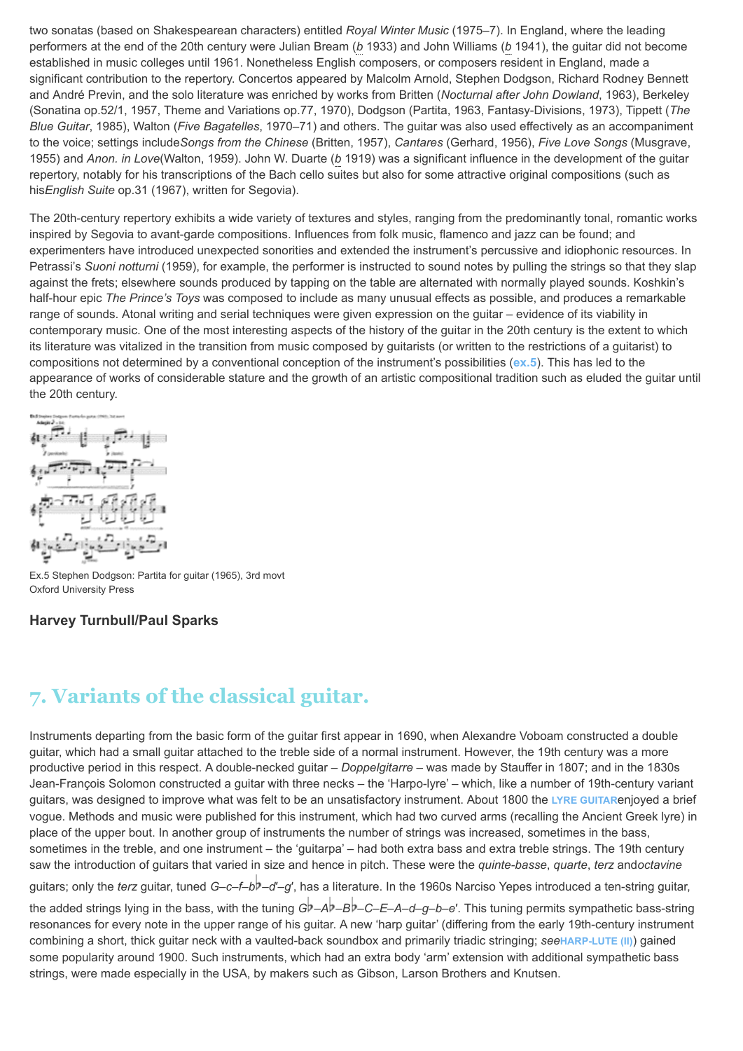two sonatas (based on Shakespearean characters) entitled *Royal Winter Music* (1975–7). In England, where the leading performers at the end of the 20th century were Julian Bream (*b* 1933) and John Williams (*b* 1941), the guitar did not become established in music colleges until 1961. Nonetheless English composers, or composers resident in England, made a significant contribution to the repertory. Concertos appeared by Malcolm Arnold, Stephen Dodgson, Richard Rodney Bennett and André Previn, and the solo literature was enriched by works from Britten (*Nocturnal after John Dowland*, 1963), Berkeley (Sonatina op.52/1, 1957, Theme and Variations op.77, 1970), Dodgson (Partita, 1963, Fantasy-Divisions, 1973), Tippett (*The Blue Guitar*, 1985), Walton (*Five Bagatelles*, 1970–71) and others. The guitar was also used effectively as an accompaniment to the voice; settings include *Songs from the Chinese* (Britten, 1957), *Cantares* (Gerhard, 1956), *Five Love Songs* (Musgrave, 1955) and *Anon. in Love* (Walton, 1959). John W. Duarte (*b* 1919) was a significant influence in the development of the guitar repertory, notably for his transcriptions of the Bach cello suites but also for some attractive original compositions (such as his *English Suite* op.31 (1967), written for Segovia).

The 20th-century repertory exhibits a wide variety of textures and styles, ranging from the predominantly tonal, romantic works inspired by Segovia to avant-garde compositions. Influences from folk music, flamenco and jazz can be found; and experimenters have introduced unexpected sonorities and extended the instrument's percussive and idiophonic resources. In Petrassi's *Suoni notturni* (1959), for example, the performer is instructed to sound notes by pulling the strings so that they slap against the frets; elsewhere sounds produced by tapping on the table are alternated with normally played sounds. Koshkin's half-hour epic *The Prince's Toys* was composed to include as many unusual effects as possible, and produces a remarkable range of sounds. Atonal writing and serial techniques were given expression on the guitar – evidence of its viability in contemporary music. One of the most interesting aspects of the history of the guitar in the 20th century is the extent to which its literature was vitalized in the transition from music composed by guitarists (or written to the restrictions of a guitarist) to compositions not determined by a conventional conception of the instrument's possibilities (ex.5). This has led to the appearance of works of considerable stature and the growth of an artistic compositional tradition such as eluded the guitar until the 20th century.

Ex.5 Stephen Dodgson: Partita for guitar (1965), 3rd movt
Oxford University Press

**Harvey Turnbull/Paul Sparks**

## 7. Variants of the classical guitar.

Instruments departing from the basic form of the guitar first appear in 1690, when Alexandre Voboam constructed a double guitar, which had a small guitar attached to the treble side of a normal instrument. However, the 19th century was a more productive period in this respect. A double-necked guitar – *Doppelgitarre* – was made by Stauffer in 1807; and in the 1830s Jean-François Solomon constructed a guitar with three necks – the 'Harpo-lyre' – which, like a number of 19th-century variant guitars, was designed to improve what was felt to be an unsatisfactory instrument. About 1800 the LYRE GUITAR enjoyed a brief vogue. Methods and music were published for this instrument, which had two curved arms (recalling the Ancient Greek lyre) in place of the upper bout. In another group of instruments the number of strings was increased, sometimes in the bass, sometimes in the treble, and one instrument – the 'guitarpa' – had both extra bass and extra treble strings. The 19th century saw the introduction of guitars that varied in size and hence in pitch. These were the *quinte-basse*, *quarte*, *terz* and *octavine* guitars; only the *terz* guitar, tuned *G–c–f–b♭–d′–g′*, has a literature. In the 1960s Narciso Yepes introduced a ten-string guitar, the added strings lying in the bass, with the tuning *G♭–A♭–B♭–C–E–A–d–g–b–e′*. This tuning permits sympathetic bass-string resonances for every note in the upper range of his guitar. A new 'harp guitar' (differing from the early 19th-century instrument combining a short, thick guitar neck with a vaulted-back soundbox and primarily triadic stringing; *see* HARP-LUTE (II)) gained some popularity around 1900. Such instruments, which had an extra body 'arm' extension with additional sympathetic bass strings, were made especially in the USA, by makers such as Gibson, Larson Brothers and Knutsen.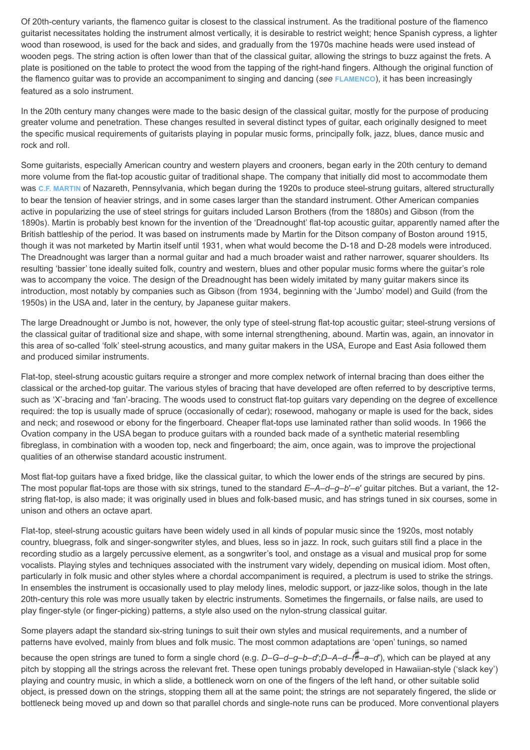Of 20th-century variants, the flamenco guitar is closest to the classical instrument. As the traditional posture of the flamenco guitarist necessitates holding the instrument almost vertically, it is desirable to restrict weight; hence Spanish cypress, a lighter wood than rosewood, is used for the back and sides, and gradually from the 1970s machine heads were used instead of wooden pegs. The string action is often lower than that of the classical guitar, allowing the strings to buzz against the frets. A plate is positioned on the table to protect the wood from the tapping of the right-hand fingers. Although the original function of the flamenco guitar was to provide an accompaniment to singing and dancing (*see* FLAMENCO), it has been increasingly featured as a solo instrument.

In the 20th century many changes were made to the basic design of the classical guitar, mostly for the purpose of producing greater volume and penetration. These changes resulted in several distinct types of guitar, each originally designed to meet the specific musical requirements of guitarists playing in popular music forms, principally folk, jazz, blues, dance music and rock and roll.

Some guitarists, especially American country and western players and crooners, began early in the 20th century to demand more volume from the flat-top acoustic guitar of traditional shape. The company that initially did most to accommodate them was C.F. MARTIN of Nazareth, Pennsylvania, which began during the 1920s to produce steel-strung guitars, altered structurally to bear the tension of heavier strings, and in some cases larger than the standard instrument. Other American companies active in popularizing the use of steel strings for guitars included Larson Brothers (from the 1880s) and Gibson (from the 1890s). Martin is probably best known for the invention of the 'Dreadnought' flat-top acoustic guitar, apparently named after the British battleship of the period. It was based on instruments made by Martin for the Ditson company of Boston around 1915, though it was not marketed by Martin itself until 1931, when what would become the D-18 and D-28 models were introduced. The Dreadnought was larger than a normal guitar and had a much broader waist and rather narrower, squarer shoulders. Its resulting 'bassier' tone ideally suited folk, country and western, blues and other popular music forms where the guitar's role was to accompany the voice. The design of the Dreadnought has been widely imitated by many guitar makers since its introduction, most notably by companies such as Gibson (from 1934, beginning with the 'Jumbo' model) and Guild (from the 1950s) in the USA and, later in the century, by Japanese guitar makers.

The large Dreadnought or Jumbo is not, however, the only type of steel-strung flat-top acoustic guitar; steel-strung versions of the classical guitar of traditional size and shape, with some internal strengthening, abound. Martin was, again, an innovator in this area of so-called 'folk' steel-strung acoustics, and many guitar makers in the USA, Europe and East Asia followed them and produced similar instruments.

Flat-top, steel-strung acoustic guitars require a stronger and more complex network of internal bracing than does either the classical or the arched-top guitar. The various styles of bracing that have developed are often referred to by descriptive terms, such as 'X'-bracing and 'fan'-bracing. The woods used to construct flat-top guitars vary depending on the degree of excellence required: the top is usually made of spruce (occasionally of cedar); rosewood, mahogany or maple is used for the back, sides and neck; and rosewood or ebony for the fingerboard. Cheaper flat-tops use laminated rather than solid woods. In 1966 the Ovation company in the USA began to produce guitars with a rounded back made of a synthetic material resembling fibreglass, in combination with a wooden top, neck and fingerboard; the aim, once again, was to improve the projectional qualities of an otherwise standard acoustic instrument.

Most flat-top guitars have a fixed bridge, like the classical guitar, to which the lower ends of the strings are secured by pins. The most popular flat-tops are those with six strings, tuned to the standard *E–A–d–g–b′–e′* guitar pitches. But a variant, the 12-string flat-top, is also made; it was originally used in blues and folk-based music, and has strings tuned in six courses, some in unison and others an octave apart.

Flat-top, steel-strung acoustic guitars have been widely used in all kinds of popular music since the 1920s, most notably country, bluegrass, folk and singer-songwriter styles, and blues, less so in jazz. In rock, such guitars still find a place in the recording studio as a largely percussive element, as a songwriter's tool, and onstage as a visual and musical prop for some vocalists. Playing styles and techniques associated with the instrument vary widely, depending on musical idiom. Most often, particularly in folk music and other styles where a chordal accompaniment is required, a plectrum is used to strike the strings. In ensembles the instrument is occasionally used to play melody lines, melodic support, or jazz-like solos, though in the late 20th-century this role was more usually taken by electric instruments. Sometimes the fingernails, or false nails, are used to play finger-style (or finger-picking) patterns, a style also used on the nylon-strung classical guitar.

Some players adapt the standard six-string tunings to suit their own styles and musical requirements, and a number of patterns have evolved, mainly from blues and folk music. The most common adaptations are 'open' tunings, so named because the open strings are tuned to form a single chord (e.g. *D–G–d–g–b–d′*;*D–A–d–f♯–a–d′*), which can be played at any pitch by stopping all the strings across the relevant fret. These open tunings probably developed in Hawaiian-style ('slack key') playing and country music, in which a slide, a bottleneck worn on one of the fingers of the left hand, or other suitable solid object, is pressed down on the strings, stopping them all at the same point; the strings are not separately fingered, the slide or bottleneck being moved up and down so that parallel chords and single-note runs can be produced. More conventional players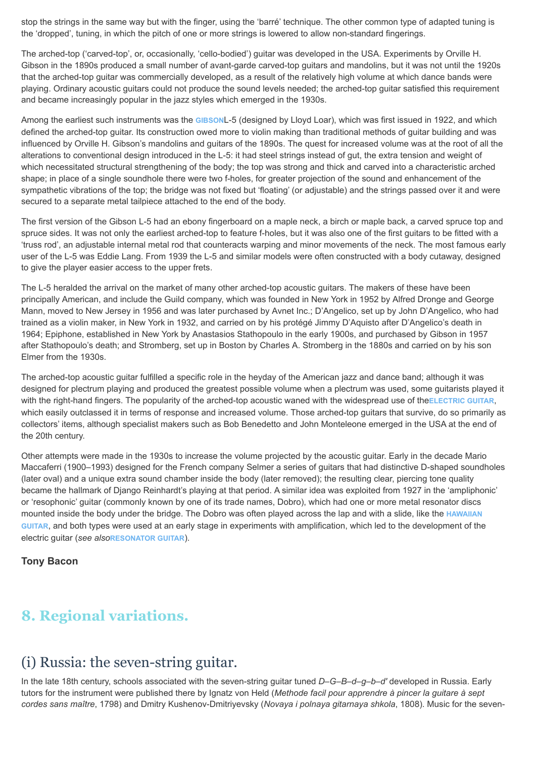stop the strings in the same way but with the finger, using the 'barré' technique. The other common type of adapted tuning is the 'dropped', tuning, in which the pitch of one or more strings is lowered to allow non-standard fingerings.

The arched-top ('carved-top', or, occasionally, 'cello-bodied') guitar was developed in the USA. Experiments by Orville H. Gibson in the 1890s produced a small number of avant-garde carved-top guitars and mandolins, but it was not until the 1920s that the arched-top guitar was commercially developed, as a result of the relatively high volume at which dance bands were playing. Ordinary acoustic guitars could not produce the sound levels needed; the arched-top guitar satisfied this requirement and became increasingly popular in the jazz styles which emerged in the 1930s.

Among the earliest such instruments was the **GIBSON** L-5 (designed by Lloyd Loar), which was first issued in 1922, and which defined the arched-top guitar. Its construction owed more to violin making than traditional methods of guitar building and was influenced by Orville H. Gibson's mandolins and guitars of the 1890s. The quest for increased volume was at the root of all the alterations to conventional design introduced in the L-5: it had steel strings instead of gut, the extra tension and weight of which necessitated structural strengthening of the body; the top was strong and thick and carved into a characteristic arched shape; in place of a single soundhole there were two f-holes, for greater projection of the sound and enhancement of the sympathetic vibrations of the top; the bridge was not fixed but 'floating' (or adjustable) and the strings passed over it and were secured to a separate metal tailpiece attached to the end of the body.

The first version of the Gibson L-5 had an ebony fingerboard on a maple neck, a birch or maple back, a carved spruce top and spruce sides. It was not only the earliest arched-top to feature f-holes, but it was also one of the first guitars to be fitted with a 'truss rod', an adjustable internal metal rod that counteracts warping and minor movements of the neck. The most famous early user of the L-5 was Eddie Lang. From 1939 the L-5 and similar models were often constructed with a body cutaway, designed to give the player easier access to the upper frets.

The L-5 heralded the arrival on the market of many other arched-top acoustic guitars. The makers of these have been principally American, and include the Guild company, which was founded in New York in 1952 by Alfred Dronge and George Mann, moved to New Jersey in 1956 and was later purchased by Avnet Inc.; D'Angelico, set up by John D'Angelico, who had trained as a violin maker, in New York in 1932, and carried on by his protégé Jimmy D'Aquisto after D'Angelico's death in 1964; Epiphone, established in New York by Anastasios Stathopoulo in the early 1900s, and purchased by Gibson in 1957 after Stathopoulo's death; and Stromberg, set up in Boston by Charles A. Stromberg in the 1880s and carried on by his son Elmer from the 1930s.

The arched-top acoustic guitar fulfilled a specific role in the heyday of the American jazz and dance band; although it was designed for plectrum playing and produced the greatest possible volume when a plectrum was used, some guitarists played it with the right-hand fingers. The popularity of the arched-top acoustic waned with the widespread use of the **ELECTRIC GUITAR**, which easily outclassed it in terms of response and increased volume. Those arched-top guitars that survive, do so primarily as collectors' items, although specialist makers such as Bob Benedetto and John Monteleone emerged in the USA at the end of the 20th century.

Other attempts were made in the 1930s to increase the volume projected by the acoustic guitar. Early in the decade Mario Maccaferri (1900–1993) designed for the French company Selmer a series of guitars that had distinctive D-shaped soundholes (later oval) and a unique extra sound chamber inside the body (later removed); the resulting clear, piercing tone quality became the hallmark of Django Reinhardt's playing at that period. A similar idea was exploited from 1927 in the 'ampliphonic' or 'resophonic' guitar (commonly known by one of its trade names, Dobro), which had one or more metal resonator discs mounted inside the body under the bridge. The Dobro was often played across the lap and with a slide, like the **HAWAIIAN GUITAR**, and both types were used at an early stage in experiments with amplification, which led to the development of the electric guitar (*see also* **RESONATOR GUITAR**).

**Tony Bacon**

## 8. Regional variations.

### (i) Russia: the seven-string guitar.

In the late 18th century, schools associated with the seven-string guitar tuned *D–G–B–d–g–b–d'* developed in Russia. Early tutors for the instrument were published there by Ignatz von Held (*Methode facil pour apprendre à pincer la guitare à sept cordes sans maître*, 1798) and Dmitry Kushenov-Dmitriyevsky (*Novaya i polnaya gitarnaya shkola*, 1808). Music for the seven-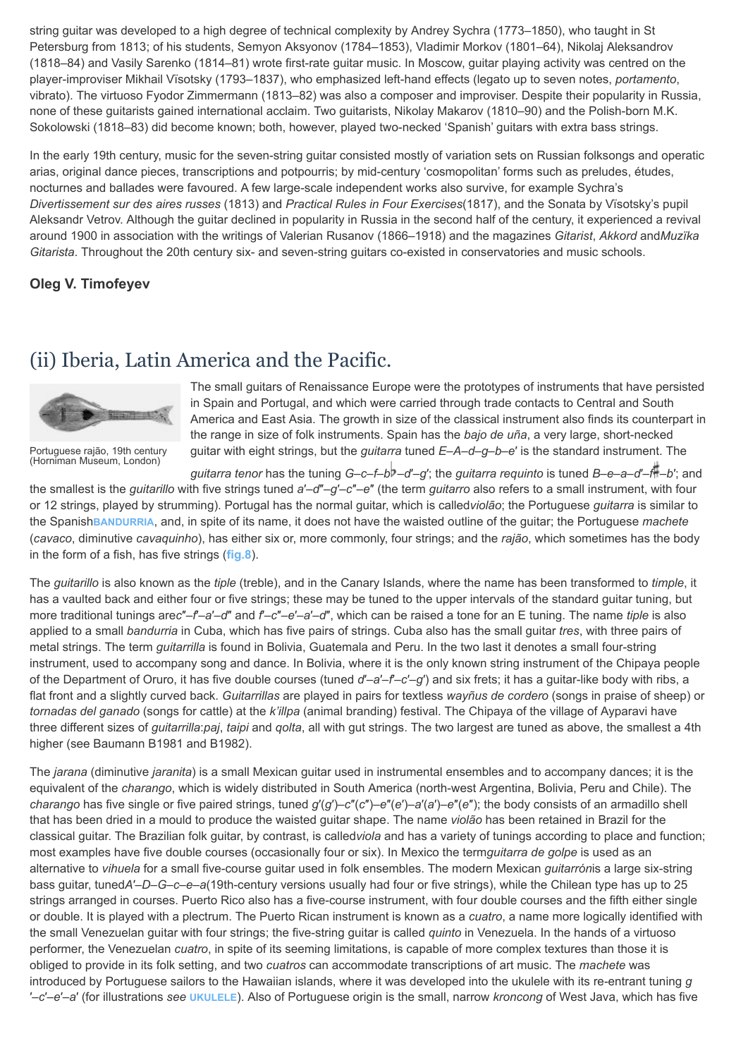string guitar was developed to a high degree of technical complexity by Andrey Sychra (1773–1850), who taught in St Petersburg from 1813; of his students, Semyon Aksyonov (1784–1853), Vladimir Morkov (1801–64), Nikolaj Aleksandrov (1818–84) and Vasily Sarenko (1814–81) wrote first-rate guitar music. In Moscow, guitar playing activity was centred on the player-improviser Mikhail Vïsotsky (1793–1837), who emphasized left-hand effects (legato up to seven notes, *portamento*, vibrato). The virtuoso Fyodor Zimmermann (1813–82) was also a composer and improviser. Despite their popularity in Russia, none of these guitarists gained international acclaim. Two guitarists, Nikolay Makarov (1810–90) and the Polish-born M.K. Sokolowski (1818–83) did become known; both, however, played two-necked 'Spanish' guitars with extra bass strings.

In the early 19th century, music for the seven-string guitar consisted mostly of variation sets on Russian folksongs and operatic arias, original dance pieces, transcriptions and potpourris; by mid-century 'cosmopolitan' forms such as preludes, études, nocturnes and ballades were favoured. A few large-scale independent works also survive, for example Sychra's *Divertissement sur des aires russes* (1813) and *Practical Rules in Four Exercises*(1817), and the Sonata by Vïsotsky's pupil Aleksandr Vetrov. Although the guitar declined in popularity in Russia in the second half of the century, it experienced a revival around 1900 in association with the writings of Valerian Rusanov (1866–1918) and the magazines *Gitarist*, *Akkord* and*Muzïka Gitarista*. Throughout the 20th century six- and seven-string guitars co-existed in conservatories and music schools.

**Oleg V. Timofeyev**

## (ii) Iberia, Latin America and the Pacific.

Portuguese rajão, 19th century (Horniman Museum, London)

The small guitars of Renaissance Europe were the prototypes of instruments that have persisted in Spain and Portugal, and which were carried through trade contacts to Central and South America and East Asia. The growth in size of the classical instrument also finds its counterpart in the range in size of folk instruments. Spain has the *bajo de uña*, a very large, short-necked guitar with eight strings, but the *guitarra* tuned *E–A–d–g–b–e'* is the standard instrument. The *guitarra tenor* has the tuning *G–c–f–b♭–d'–g'*; the *guitarra requinto* is tuned *B–e–a–d'–f♯–b'*; and the smallest is the *guitarillo* with five strings tuned *a'–d''–g'–c''–e''* (the term *guitarro* also refers to a small instrument, with four or 12 strings, played by strumming). Portugal has the normal guitar, which is called*violão*; the Portuguese *guitarra* is similar to the SpanishBANDURRIA, and, in spite of its name, it does not have the waisted outline of the guitar; the Portuguese *machete* (*cavaco*, diminutive *cavaquinho*), has either six or, more commonly, four strings; and the *rajão*, which sometimes has the body in the form of a fish, has five strings (fig.8).

The *guitarillo* is also known as the *tiple* (treble), and in the Canary Islands, where the name has been transformed to *timple*, it has a vaulted back and either four or five strings; these may be tuned to the upper intervals of the standard guitar tuning, but more traditional tunings are*c''–f'–a'–d''* and *f'–c''–e'–a'–d''*, which can be raised a tone for an E tuning. The name *tiple* is also applied to a small *bandurria* in Cuba, which has five pairs of strings. Cuba also has the small guitar *tres*, with three pairs of metal strings. The term *guitarrilla* is found in Bolivia, Guatemala and Peru. In the two last it denotes a small four-string instrument, used to accompany song and dance. In Bolivia, where it is the only known string instrument of the Chipaya people of the Department of Oruro, it has five double courses (tuned *d'–a'–f'–c'–g'*) and six frets; it has a guitar-like body with ribs, a flat front and a slightly curved back. *Guitarrillas* are played in pairs for textless *wayñus de cordero* (songs in praise of sheep) or *tornadas del ganado* (songs for cattle) at the *k'illpa* (animal branding) festival. The Chipaya of the village of Ayparavi have three different sizes of *guitarrilla*:*paj*, *taipi* and *qolta*, all with gut strings. The two largest are tuned as above, the smallest a 4th higher (see Baumann B1981 and B1982).

The *jarana* (diminutive *jaranita*) is a small Mexican guitar used in instrumental ensembles and to accompany dances; it is the equivalent of the *charango*, which is widely distributed in South America (north-west Argentina, Bolivia, Peru and Chile). The *charango* has five single or five paired strings, tuned *g'*(*g'*)–*c''*(*c''*)–*e''*(*e'*)–*a'*(*a'*)–*e''*(*e''*); the body consists of an armadillo shell that has been dried in a mould to produce the waisted guitar shape. The name *violão* has been retained in Brazil for the classical guitar. The Brazilian folk guitar, by contrast, is called*viola* and has a variety of tunings according to place and function; most examples have five double courses (occasionally four or six). In Mexico the term*guitarra de golpe* is used as an alternative to *vihuela* for a small five-course guitar used in folk ensembles. The modern Mexican *guitarrón*is a large six-string bass guitar, tuned*A'–D–G–c–e–a*(19th-century versions usually had four or five strings), while the Chilean type has up to 25 strings arranged in courses. Puerto Rico also has a five-course instrument, with four double courses and the fifth either single or double. It is played with a plectrum. The Puerto Rican instrument is known as a *cuatro*, a name more logically identified with the small Venezuelan guitar with four strings; the five-string guitar is called *quinto* in Venezuela. In the hands of a virtuoso performer, the Venezuelan *cuatro*, in spite of its seeming limitations, is capable of more complex textures than those it is obliged to provide in its folk setting, and two *cuatros* can accommodate transcriptions of art music. The *machete* was introduced by Portuguese sailors to the Hawaiian islands, where it was developed into the ukulele with its re-entrant tuning *g'–c'–e'–a'* (for illustrations *see* UKULELE). Also of Portuguese origin is the small, narrow *kroncong* of West Java, which has five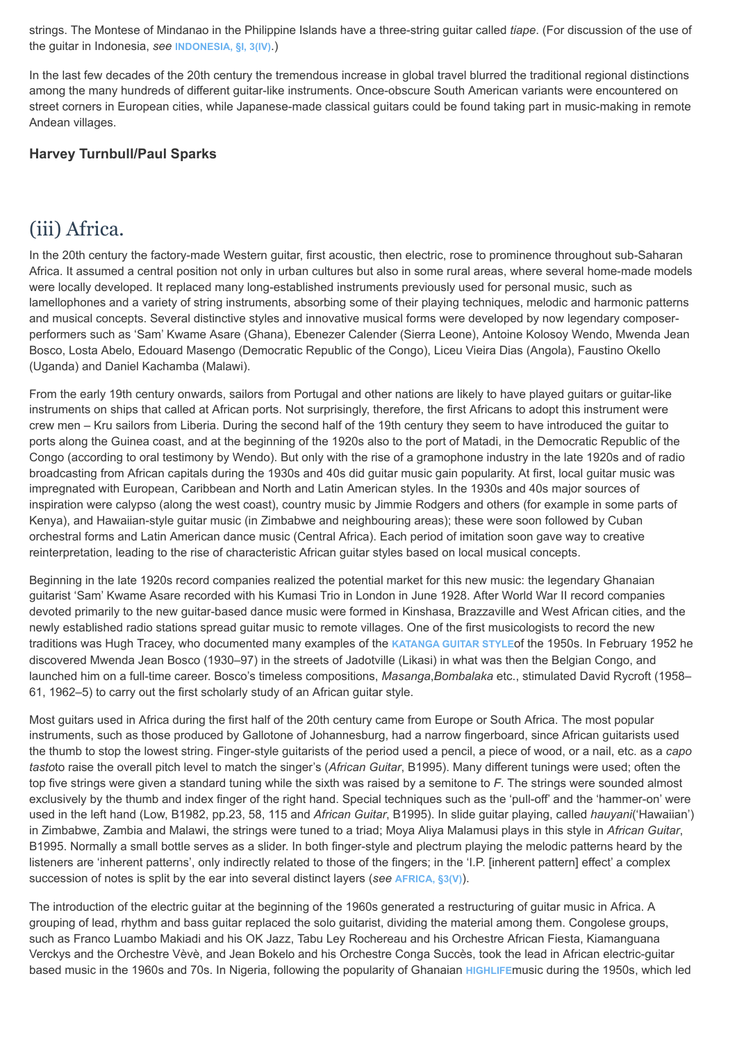strings. The Montese of Mindanao in the Philippine Islands have a three-string guitar called *tiape*. (For discussion of the use of the guitar in Indonesia, *see* **INDONESIA, §I, 3(IV)**.)

In the last few decades of the 20th century the tremendous increase in global travel blurred the traditional regional distinctions among the many hundreds of different guitar-like instruments. Once-obscure South American variants were encountered on street corners in European cities, while Japanese-made classical guitars could be found taking part in music-making in remote Andean villages.

**Harvey Turnbull/Paul Sparks**

## (iii) Africa.

In the 20th century the factory-made Western guitar, first acoustic, then electric, rose to prominence throughout sub-Saharan Africa. It assumed a central position not only in urban cultures but also in some rural areas, where several home-made models were locally developed. It replaced many long-established instruments previously used for personal music, such as lamellophones and a variety of string instruments, absorbing some of their playing techniques, melodic and harmonic patterns and musical concepts. Several distinctive styles and innovative musical forms were developed by now legendary composer-performers such as 'Sam' Kwame Asare (Ghana), Ebenezer Calender (Sierra Leone), Antoine Kolosoy Wendo, Mwenda Jean Bosco, Losta Abelo, Edouard Masengo (Democratic Republic of the Congo), Liceu Vieira Dias (Angola), Faustino Okello (Uganda) and Daniel Kachamba (Malawi).

From the early 19th century onwards, sailors from Portugal and other nations are likely to have played guitars or guitar-like instruments on ships that called at African ports. Not surprisingly, therefore, the first Africans to adopt this instrument were crew men – Kru sailors from Liberia. During the second half of the 19th century they seem to have introduced the guitar to ports along the Guinea coast, and at the beginning of the 1920s also to the port of Matadi, in the Democratic Republic of the Congo (according to oral testimony by Wendo). But only with the rise of a gramophone industry in the late 1920s and of radio broadcasting from African capitals during the 1930s and 40s did guitar music gain popularity. At first, local guitar music was impregnated with European, Caribbean and North and Latin American styles. In the 1930s and 40s major sources of inspiration were calypso (along the west coast), country music by Jimmie Rodgers and others (for example in some parts of Kenya), and Hawaiian-style guitar music (in Zimbabwe and neighbouring areas); these were soon followed by Cuban orchestral forms and Latin American dance music (Central Africa). Each period of imitation soon gave way to creative reinterpretation, leading to the rise of characteristic African guitar styles based on local musical concepts.

Beginning in the late 1920s record companies realized the potential market for this new music: the legendary Ghanaian guitarist 'Sam' Kwame Asare recorded with his Kumasi Trio in London in June 1928. After World War II record companies devoted primarily to the new guitar-based dance music were formed in Kinshasa, Brazzaville and West African cities, and the newly established radio stations spread guitar music to remote villages. One of the first musicologists to record the new traditions was Hugh Tracey, who documented many examples of the **KATANGA GUITAR STYLE** of the 1950s. In February 1952 he discovered Mwenda Jean Bosco (1930–97) in the streets of Jadotville (Likasi) in what was then the Belgian Congo, and launched him on a full-time career. Bosco's timeless compositions, *Masanga*, *Bombalaka* etc., stimulated David Rycroft (1958–61, 1962–5) to carry out the first scholarly study of an African guitar style.

Most guitars used in Africa during the first half of the 20th century came from Europe or South Africa. The most popular instruments, such as those produced by Gallotone of Johannesburg, had a narrow fingerboard, since African guitarists used the thumb to stop the lowest string. Finger-style guitarists of the period used a pencil, a piece of wood, or a nail, etc. as a *capo tasto* to raise the overall pitch level to match the singer's (*African Guitar*, B1995). Many different tunings were used; often the top five strings were given a standard tuning while the sixth was raised by a semitone to *F*. The strings were sounded almost exclusively by the thumb and index finger of the right hand. Special techniques such as the 'pull-off' and the 'hammer-on' were used in the left hand (Low, B1982, pp.23, 58, 115 and *African Guitar*, B1995). In slide guitar playing, called *hauyani* ('Hawaiian') in Zimbabwe, Zambia and Malawi, the strings were tuned to a triad; Moya Aliya Malamusi plays in this style in *African Guitar*, B1995. Normally a small bottle serves as a slider. In both finger-style and plectrum playing the melodic patterns heard by the listeners are 'inherent patterns', only indirectly related to those of the fingers; in the 'I.P. [inherent pattern] effect' a complex succession of notes is split by the ear into several distinct layers (*see* **AFRICA, §3(V)**).

The introduction of the electric guitar at the beginning of the 1960s generated a restructuring of guitar music in Africa. A grouping of lead, rhythm and bass guitar replaced the solo guitarist, dividing the material among them. Congolese groups, such as Franco Luambo Makiadi and his OK Jazz, Tabu Ley Rochereau and his Orchestre African Fiesta, Kiamanguana Verckys and the Orchestre Vèvè, and Jean Bokelo and his Orchestre Conga Succès, took the lead in African electric-guitar based music in the 1960s and 70s. In Nigeria, following the popularity of Ghanaian **HIGHLIFE** music during the 1950s, which led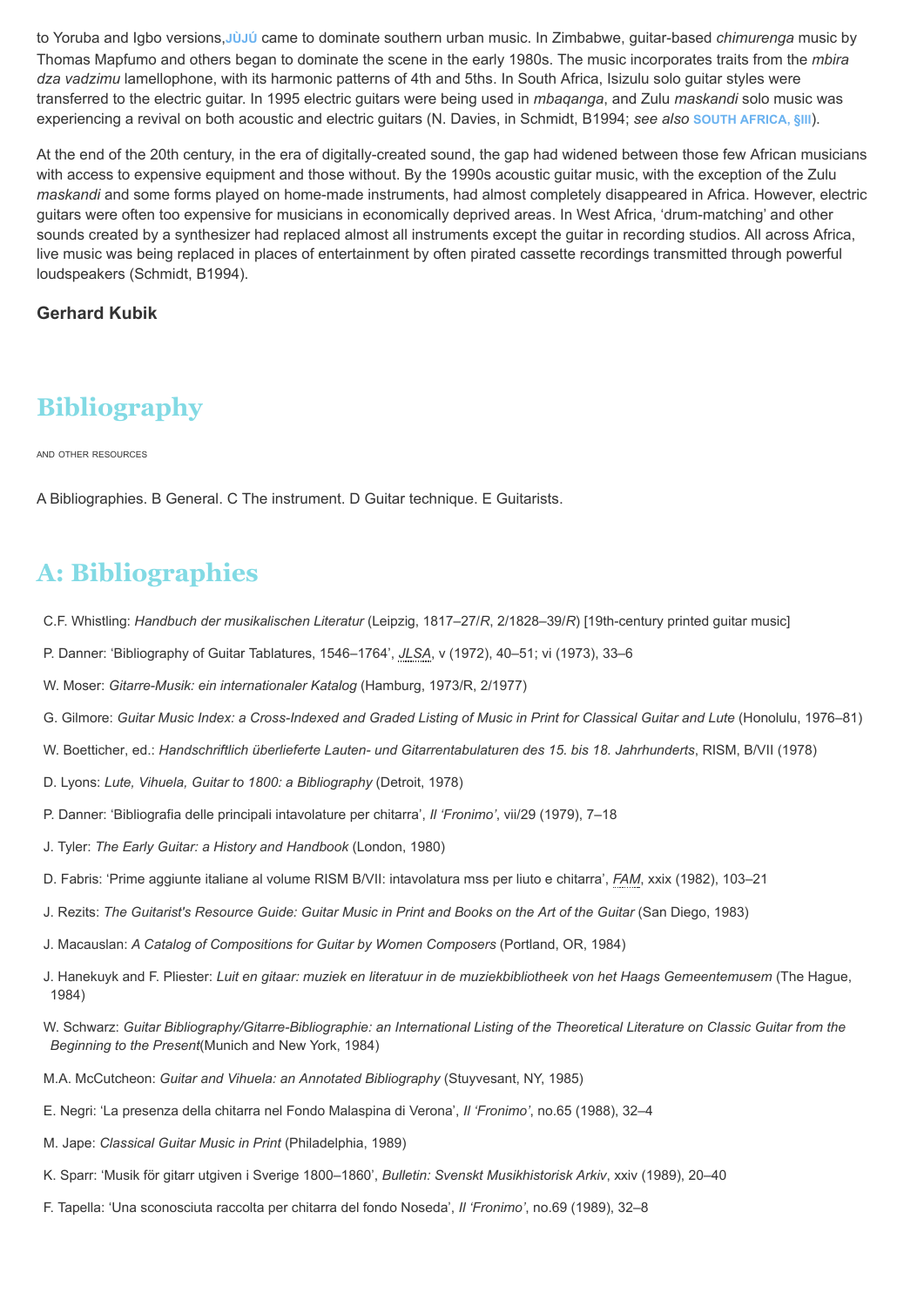to Yoruba and Igbo versions, JÙJÚ came to dominate southern urban music. In Zimbabwe, guitar-based *chimurenga* music by Thomas Mapfumo and others began to dominate the scene in the early 1980s. The music incorporates traits from the *mbira dza vadzimu* lamellophone, with its harmonic patterns of 4th and 5ths. In South Africa, Isizulu solo guitar styles were transferred to the electric guitar. In 1995 electric guitars were being used in *mbaqanga*, and Zulu *maskandi* solo music was experiencing a revival on both acoustic and electric guitars (N. Davies, in Schmidt, B1994; *see also* SOUTH AFRICA, §III).

At the end of the 20th century, in the era of digitally-created sound, the gap had widened between those few African musicians with access to expensive equipment and those without. By the 1990s acoustic guitar music, with the exception of the Zulu *maskandi* and some forms played on home-made instruments, had almost completely disappeared in Africa. However, electric guitars were often too expensive for musicians in economically deprived areas. In West Africa, 'drum-matching' and other sounds created by a synthesizer had replaced almost all instruments except the guitar in recording studios. All across Africa, live music was being replaced in places of entertainment by often pirated cassette recordings transmitted through powerful loudspeakers (Schmidt, B1994).

**Gerhard Kubik**

## Bibliography

AND OTHER RESOURCES

A Bibliographies. B General. C The instrument. D Guitar technique. E Guitarists.

## A: Bibliographies

C.F. Whistling: *Handbuch der musikalischen Literatur* (Leipzig, 1817–27/*R*, 2/1828–39/*R*) [19th-century printed guitar music]

P. Danner: 'Bibliography of Guitar Tablatures, 1546–1764', *JLSA*, v (1972), 40–51; vi (1973), 33–6

W. Moser: *Gitarre-Musik: ein internationaler Katalog* (Hamburg, 1973/R, 2/1977)

G. Gilmore: *Guitar Music Index: a Cross-Indexed and Graded Listing of Music in Print for Classical Guitar and Lute* (Honolulu, 1976–81)

W. Boetticher, ed.: *Handschriftlich überlieferte Lauten- und Gitarrentabulaturen des 15. bis 18. Jahrhunderts*, RISM, B/VII (1978)

D. Lyons: *Lute, Vihuela, Guitar to 1800: a Bibliography* (Detroit, 1978)

P. Danner: 'Bibliografia delle principali intavolature per chitarra', *Il 'Fronimo'*, vii/29 (1979), 7–18

J. Tyler: *The Early Guitar: a History and Handbook* (London, 1980)

D. Fabris: 'Prime aggiunte italiane al volume RISM B/VII: intavolatura mss per liuto e chitarra', *FAM*, xxix (1982), 103–21

J. Rezits: *The Guitarist's Resource Guide: Guitar Music in Print and Books on the Art of the Guitar* (San Diego, 1983)

J. Macauslan: *A Catalog of Compositions for Guitar by Women Composers* (Portland, OR, 1984)

J. Hanekuyk and F. Pliester: *Luit en gitaar: muziek en literatuur in de muziekbibliotheek von het Haags Gemeentemusem* (The Hague, 1984)

W. Schwarz: *Guitar Bibliography/Gitarre-Bibliographie: an International Listing of the Theoretical Literature on Classic Guitar from the Beginning to the Present*(Munich and New York, 1984)

M.A. McCutcheon: *Guitar and Vihuela: an Annotated Bibliography* (Stuyvesant, NY, 1985)

E. Negri: 'La presenza della chitarra nel Fondo Malaspina di Verona', *Il 'Fronimo'*, no.65 (1988), 32–4

M. Jape: *Classical Guitar Music in Print* (Philadelphia, 1989)

K. Sparr: 'Musik för gitarr utgiven i Sverige 1800–1860', *Bulletin: Svenskt Musikhistorisk Arkiv*, xxiv (1989), 20–40

F. Tapella: 'Una sconosciuta raccolta per chitarra del fondo Noseda', *Il 'Fronimo'*, no.69 (1989), 32–8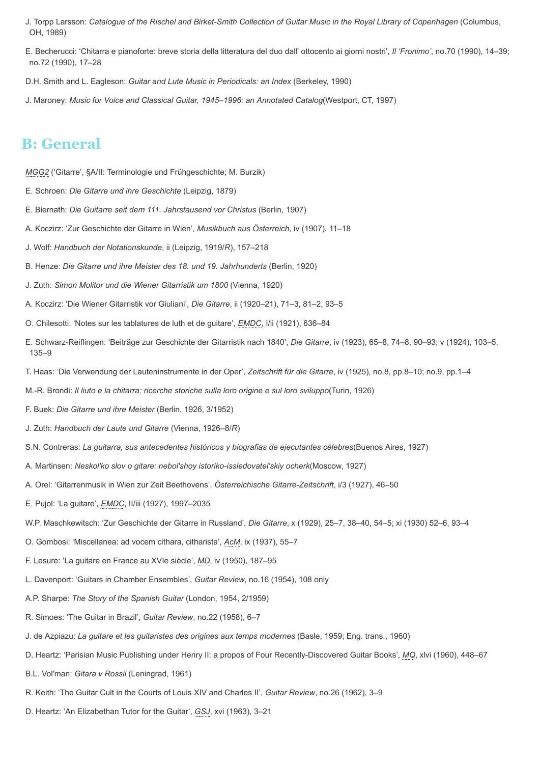J. Torpp Larsson: *Catalogue of the Rischel and Birket-Smith Collection of Guitar Music in the Royal Library of Copenhagen* (Columbus, OH, 1989)

E. Becherucci: 'Chitarra e pianoforte: breve storia della litteratura del duo dall' ottocento ai giorni nostri', *Il 'Fronimo'*, no.70 (1990), 14–39; no.72 (1990), 17–28

D.H. Smith and L. Eagleson: *Guitar and Lute Music in Periodicals: an Index* (Berkeley, 1990)

J. Maroney: *Music for Voice and Classical Guitar, 1945–1996: an Annotated Catalog*(Westport, CT, 1997)

## B: General

*MGG2* ('Gitarre', §A/II: Terminologie und Frühgeschichte; M. Burzik)

E. Schroen: *Die Gitarre und ihre Geschichte* (Leipzig, 1879)

E. Biernath: *Die Guitarre seit dem 111. Jahrstausend vor Christus* (Berlin, 1907)

A. Koczirz: 'Zur Geschichte der Gitarre in Wien', *Musikbuch aus Österreich*, iv (1907), 11–18

J. Wolf: *Handbuch der Notationskunde*, ii (Leipzig, 1919/*R*), 157–218

B. Henze: *Die Gitarre und ihre Meister des 18. und 19. Jahrhunderts* (Berlin, 1920)

J. Zuth: *Simon Molitor und die Wiener Gitarristik um 1800* (Vienna, 1920)

A. Koczirz: 'Die Wiener Gitarristik vor Giuliani', *Die Gitarre*, ii (1920–21), 71–3, 81–2, 93–5

O. Chilesotti: 'Notes sur les tablatures de luth et de guitare', *EMDC*, I/ii (1921), 636–84

E. Schwarz-Reiflingen: 'Beiträge zur Geschichte der Gitarristik nach 1840', *Die Gitarre*, iv (1923), 65–8, 74–8, 90–93; v (1924), 103–5, 135–9

T. Haas: 'Die Verwendung der Lauteninstrumente in der Oper', *Zeitschrift für die Gitarre*, iv (1925), no.8, pp.8–10; no.9, pp.1–4

M.-R. Brondi: *Il liuto e la chitarra: ricerche storiche sulla loro origine e sul loro sviluppo*(Turin, 1926)

F. Buek: *Die Gitarre und ihre Meister* (Berlin, 1926, 3/1952)

J. Zuth: *Handbuch der Laute und Gitarre* (Vienna, 1926–8/*R*)

S.N. Contreras: *La guitarra, sus antecedentes históricos y biografias de ejecutantes célebres*(Buenos Aires, 1927)

A. Martinsen: *Neskol'ko slov o gitare: nebol'shoy istoriko-issledovatel'skiy ocherk*(Moscow, 1927)

A. Orel: 'Gitarrenmusik in Wien zur Zeit Beethovens', *Österreichische Gitarre-Zeitschrift*, i/3 (1927), 46–50

E. Pujol: 'La guitare', *EMDC*, II/iii (1927), 1997–2035

W.P. Maschkewitsch: 'Zur Geschichte der Gitarre in Russland', *Die Gitarre*, x (1929), 25–7, 38–40, 54–5; xi (1930) 52–6, 93–4

O. Gombosi: 'Miscellanea: ad vocem cithara, citharista', *AcM*, ix (1937), 55–7

F. Lesure: 'La guitare en France au XVIe siècle', *MD*, iv (1950), 187–95

L. Davenport: 'Guitars in Chamber Ensembles', *Guitar Review*, no.16 (1954), 108 only

A.P. Sharpe: *The Story of the Spanish Guitar* (London, 1954, 2/1959)

R. Simoes: 'The Guitar in Brazil', *Guitar Review*, no.22 (1958), 6–7

J. de Azpiazu: *La guitare et les guitaristes des origines aux temps modernes* (Basle, 1959; Eng. trans., 1960)

D. Heartz: 'Parisian Music Publishing under Henry II: a propos of Four Recently-Discovered Guitar Books', *MQ*, xlvi (1960), 448–67

B.L. Vol′man: *Gitara v Rossii* (Leningrad, 1961)

R. Keith: 'The Guitar Cult in the Courts of Louis XIV and Charles II', *Guitar Review*, no.26 (1962), 3–9

D. Heartz: 'An Elizabethan Tutor for the Guitar', *GSJ*, xvi (1963), 3–21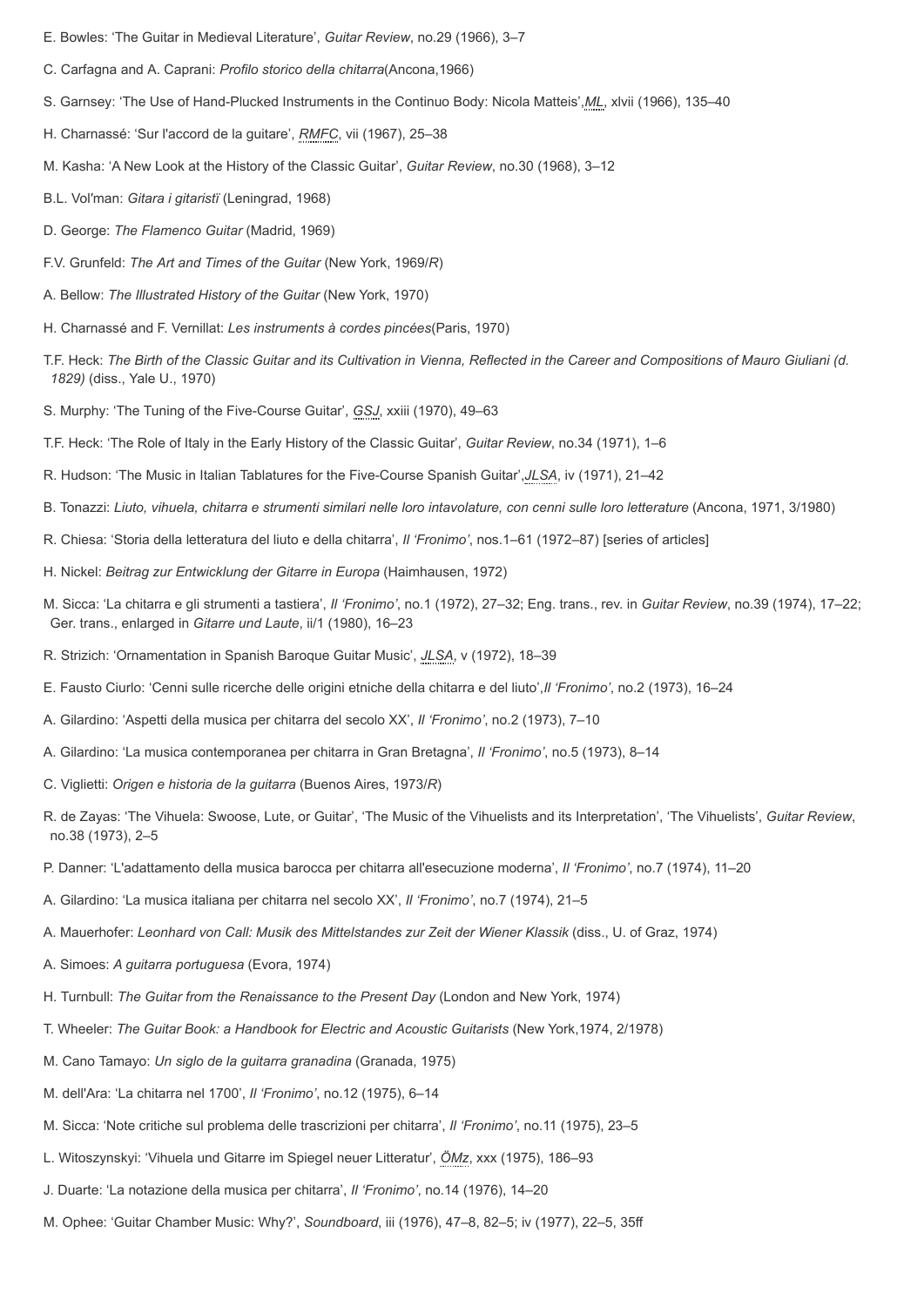E. Bowles: 'The Guitar in Medieval Literature', *Guitar Review*, no.29 (1966), 3–7

C. Carfagna and A. Caprani: *Profilo storico della chitarra*(Ancona,1966)

S. Garnsey: 'The Use of Hand-Plucked Instruments in the Continuo Body: Nicola Matteis',*ML*, xlvii (1966), 135–40

H. Charnassé: 'Sur l'accord de la guitare', *RMFC*, vii (1967), 25–38

M. Kasha: 'A New Look at the History of the Classic Guitar', *Guitar Review*, no.30 (1968), 3–12

B.L. Vol′man: *Gitara i gitaristï* (Leningrad, 1968)

D. George: *The Flamenco Guitar* (Madrid, 1969)

F.V. Grunfeld: *The Art and Times of the Guitar* (New York, 1969/*R*)

A. Bellow: *The Illustrated History of the Guitar* (New York, 1970)

H. Charnassé and F. Vernillat: *Les instruments à cordes pincées*(Paris, 1970)

T.F. Heck: *The Birth of the Classic Guitar and its Cultivation in Vienna, Reflected in the Career and Compositions of Mauro Giuliani (d. 1829)* (diss., Yale U., 1970)

S. Murphy: 'The Tuning of the Five-Course Guitar', *GSJ*, xxiii (1970), 49–63

T.F. Heck: 'The Role of Italy in the Early History of the Classic Guitar', *Guitar Review*, no.34 (1971), 1–6

R. Hudson: 'The Music in Italian Tablatures for the Five-Course Spanish Guitar',*JLSA*, iv (1971), 21–42

B. Tonazzi: *Liuto, vihuela, chitarra e strumenti similari nelle loro intavolature, con cenni sulle loro letterature* (Ancona, 1971, 3/1980)

R. Chiesa: 'Storia della letteratura del liuto e della chitarra', *Il 'Fronimo'*, nos.1–61 (1972–87) [series of articles]

H. Nickel: *Beitrag zur Entwicklung der Gitarre in Europa* (Haimhausen, 1972)

M. Sicca: 'La chitarra e gli strumenti a tastiera', *Il 'Fronimo'*, no.1 (1972), 27–32; Eng. trans., rev. in *Guitar Review*, no.39 (1974), 17–22; Ger. trans., enlarged in *Gitarre und Laute*, ii/1 (1980), 16–23

R. Strizich: 'Ornamentation in Spanish Baroque Guitar Music', *JLSA*, v (1972), 18–39

E. Fausto Ciurlo: 'Cenni sulle ricerche delle origini etniche della chitarra e del liuto',*Il 'Fronimo'*, no.2 (1973), 16–24

A. Gilardino: 'Aspetti della musica per chitarra del secolo XX', *Il 'Fronimo'*, no.2 (1973), 7–10

A. Gilardino: 'La musica contemporanea per chitarra in Gran Bretagna', *Il 'Fronimo'*, no.5 (1973), 8–14

C. Viglietti: *Origen e historia de la guitarra* (Buenos Aires, 1973/*R*)

R. de Zayas: 'The Vihuela: Swoose, Lute, or Guitar', 'The Music of the Vihuelists and its Interpretation', 'The Vihuelists', *Guitar Review*, no.38 (1973), 2–5

P. Danner: 'L'adattamento della musica barocca per chitarra all'esecuzione moderna', *Il 'Fronimo'*, no.7 (1974), 11–20

A. Gilardino: 'La musica italiana per chitarra nel secolo XX', *Il 'Fronimo'*, no.7 (1974), 21–5

A. Mauerhofer: *Leonhard von Call: Musik des Mittelstandes zur Zeit der Wiener Klassik* (diss., U. of Graz, 1974)

A. Simoes: *A guitarra portuguesa* (Evora, 1974)

H. Turnbull: *The Guitar from the Renaissance to the Present Day* (London and New York, 1974)

T. Wheeler: *The Guitar Book: a Handbook for Electric and Acoustic Guitarists* (New York,1974, 2/1978)

M. Cano Tamayo: *Un siglo de la guitarra granadina* (Granada, 1975)

M. dell'Ara: 'La chitarra nel 1700', *Il 'Fronimo'*, no.12 (1975), 6–14

M. Sicca: 'Note critiche sul problema delle trascrizioni per chitarra', *Il 'Fronimo'*, no.11 (1975), 23–5

L. Witoszynskyi: 'Vihuela und Gitarre im Spiegel neuer Litteratur', *ÖMz*, xxx (1975), 186–93

J. Duarte: 'La notazione della musica per chitarra', *Il 'Fronimo'*, no.14 (1976), 14–20

M. Ophee: 'Guitar Chamber Music: Why?', *Soundboard*, iii (1976), 47–8, 82–5; iv (1977), 22–5, 35ff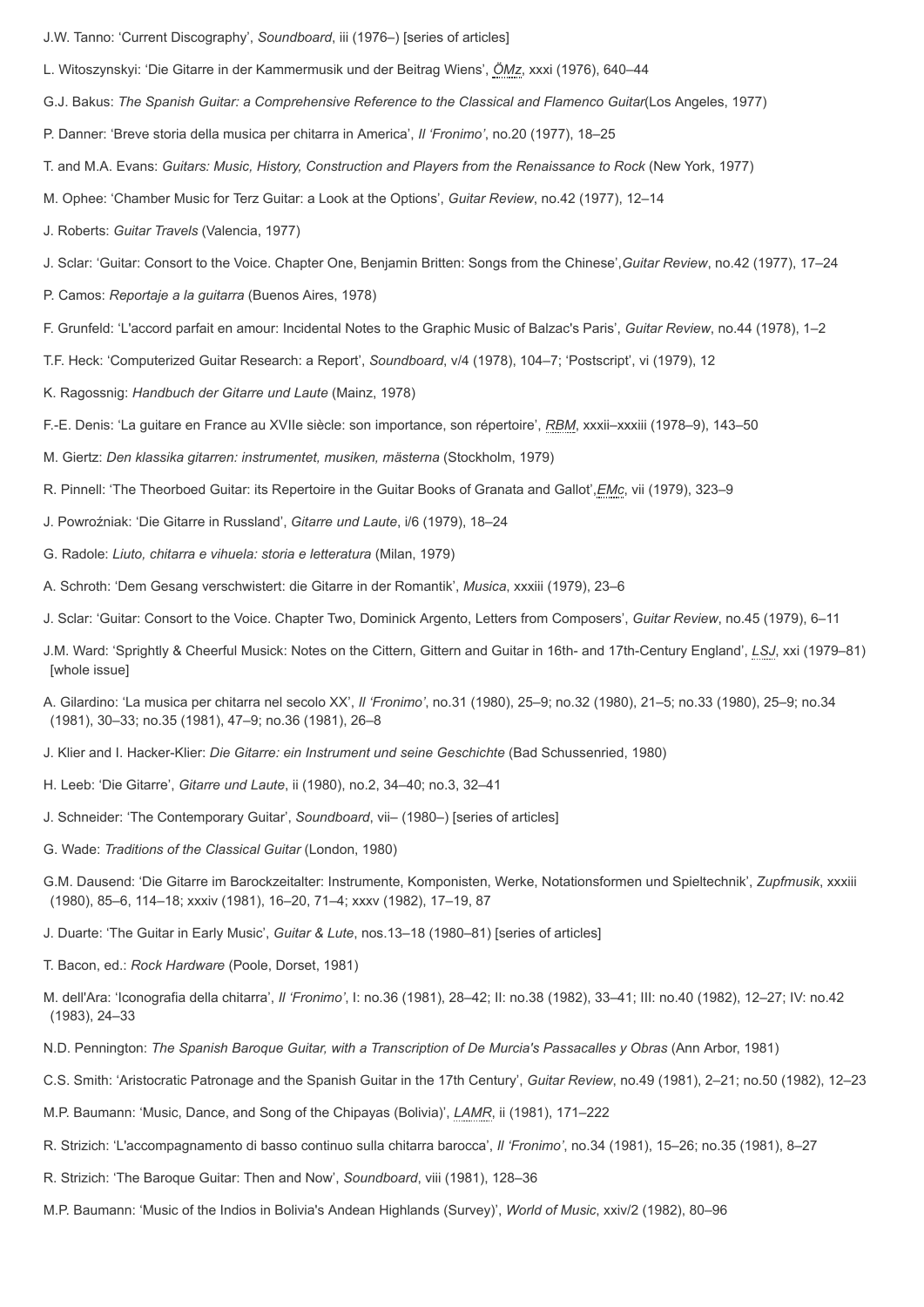J.W. Tanno: ‘Current Discography’, *Soundboard*, iii (1976–) [series of articles]

L. Witoszynskyi: ‘Die Gitarre in der Kammermusik und der Beitrag Wiens’, *ÖMz*, xxxi (1976), 640–44

G.J. Bakus: *The Spanish Guitar: a Comprehensive Reference to the Classical and Flamenco Guitar*(Los Angeles, 1977)

P. Danner: ‘Breve storia della musica per chitarra in America’, *Il ‘Fronimo’*, no.20 (1977), 18–25

T. and M.A. Evans: *Guitars: Music, History, Construction and Players from the Renaissance to Rock* (New York, 1977)

M. Ophee: ‘Chamber Music for Terz Guitar: a Look at the Options’, *Guitar Review*, no.42 (1977), 12–14

J. Roberts: *Guitar Travels* (Valencia, 1977)

J. Sclar: ‘Guitar: Consort to the Voice. Chapter One, Benjamin Britten: Songs from the Chinese’,*Guitar Review*, no.42 (1977), 17–24

P. Camos: *Reportaje a la guitarra* (Buenos Aires, 1978)

F. Grunfeld: ‘L'accord parfait en amour: Incidental Notes to the Graphic Music of Balzac's Paris’, *Guitar Review*, no.44 (1978), 1–2

T.F. Heck: ‘Computerized Guitar Research: a Report’, *Soundboard*, v/4 (1978), 104–7; ‘Postscript’, vi (1979), 12

K. Ragossnig: *Handbuch der Gitarre und Laute* (Mainz, 1978)

F.-E. Denis: ‘La guitare en France au XVIIe siècle: son importance, son répertoire’, *RBM*, xxxii–xxxiii (1978–9), 143–50

M. Giertz: *Den klassika gitarren: instrumentet, musiken, mästerna* (Stockholm, 1979)

R. Pinnell: ‘The Theorboed Guitar: its Repertoire in the Guitar Books of Granata and Gallot’,*EMc*, vii (1979), 323–9

J. Powroźniak: ‘Die Gitarre in Russland’, *Gitarre und Laute*, i/6 (1979), 18–24

G. Radole: *Liuto, chitarra e vihuela: storia e letteratura* (Milan, 1979)

A. Schroth: ‘Dem Gesang verschwistert: die Gitarre in der Romantik’, *Musica*, xxxiii (1979), 23–6

J. Sclar: ‘Guitar: Consort to the Voice. Chapter Two, Dominick Argento, Letters from Composers’, *Guitar Review*, no.45 (1979), 6–11

J.M. Ward: ‘Sprightly & Cheerful Musick: Notes on the Cittern, Gittern and Guitar in 16th- and 17th-Century England’, *LSJ*, xxi (1979–81) [whole issue]

A. Gilardino: ‘La musica per chitarra nel secolo XX’, *Il ‘Fronimo’*, no.31 (1980), 25–9; no.32 (1980), 21–5; no.33 (1980), 25–9; no.34 (1981), 30–33; no.35 (1981), 47–9; no.36 (1981), 26–8

J. Klier and I. Hacker-Klier: *Die Gitarre: ein Instrument und seine Geschichte* (Bad Schussenried, 1980)

H. Leeb: ‘Die Gitarre’, *Gitarre und Laute*, ii (1980), no.2, 34–40; no.3, 32–41

J. Schneider: ‘The Contemporary Guitar’, *Soundboard*, vii– (1980–) [series of articles]

G. Wade: *Traditions of the Classical Guitar* (London, 1980)

G.M. Dausend: ‘Die Gitarre im Barockzeitalter: Instrumente, Komponisten, Werke, Notationsformen und Spieltechnik’, *Zupfmusik*, xxxiii (1980), 85–6, 114–18; xxxiv (1981), 16–20, 71–4; xxxv (1982), 17–19, 87

J. Duarte: ‘The Guitar in Early Music’, *Guitar & Lute*, nos.13–18 (1980–81) [series of articles]

T. Bacon, ed.: *Rock Hardware* (Poole, Dorset, 1981)

M. dell'Ara: ‘Iconografia della chitarra’, *Il ‘Fronimo’*, I: no.36 (1981), 28–42; II: no.38 (1982), 33–41; III: no.40 (1982), 12–27; IV: no.42 (1983), 24–33

N.D. Pennington: *The Spanish Baroque Guitar, with a Transcription of De Murcia's Passacalles y Obras* (Ann Arbor, 1981)

C.S. Smith: ‘Aristocratic Patronage and the Spanish Guitar in the 17th Century’, *Guitar Review*, no.49 (1981), 2–21; no.50 (1982), 12–23

M.P. Baumann: ‘Music, Dance, and Song of the Chipayas (Bolivia)’, *LAMR*, ii (1981), 171–222

R. Strizich: ‘L'accompagnamento di basso continuo sulla chitarra barocca’, *Il ‘Fronimo’*, no.34 (1981), 15–26; no.35 (1981), 8–27

R. Strizich: ‘The Baroque Guitar: Then and Now’, *Soundboard*, viii (1981), 128–36

M.P. Baumann: ‘Music of the Indios in Bolivia's Andean Highlands (Survey)’, *World of Music*, xxiv/2 (1982), 80–96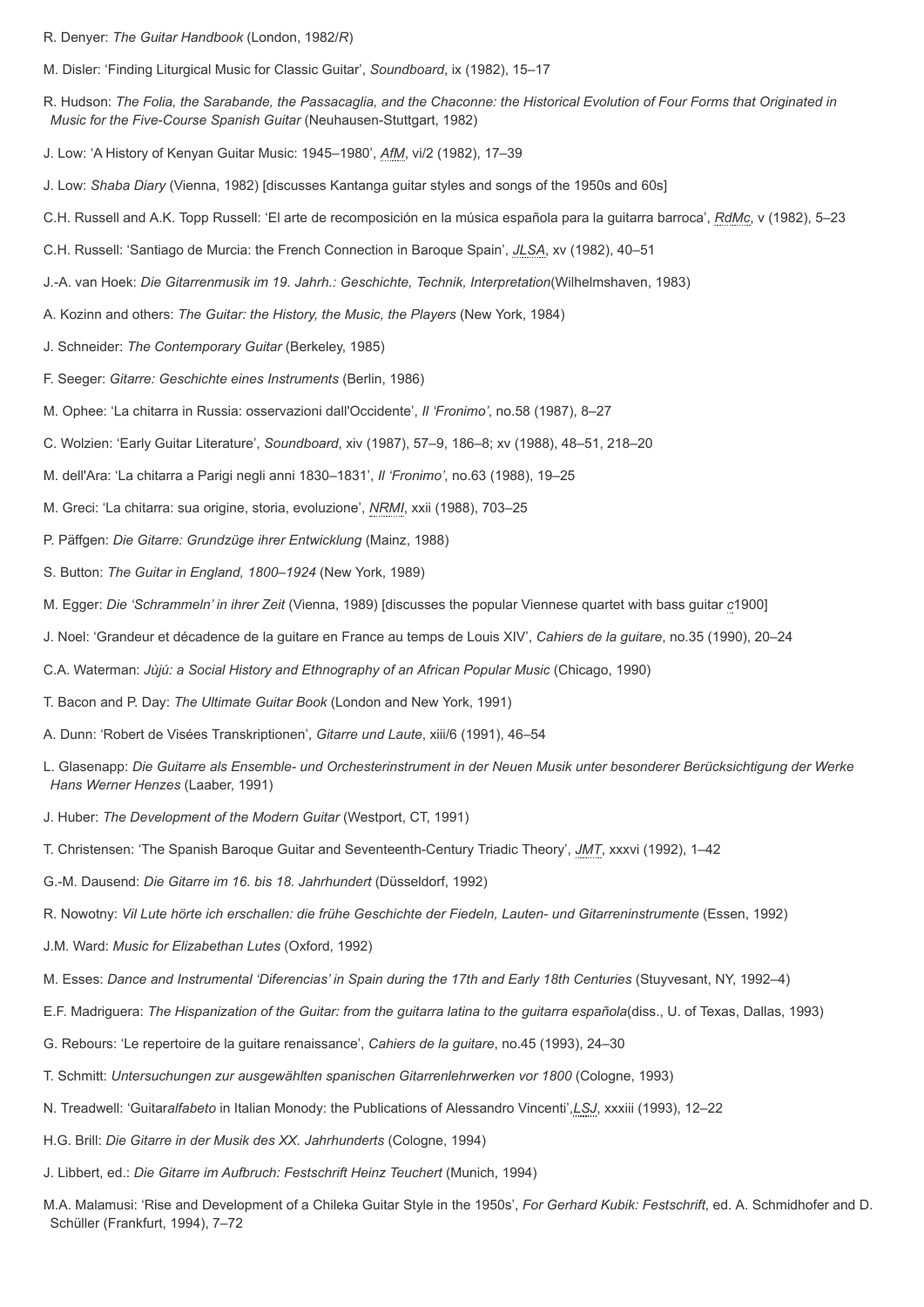R. Denyer: *The Guitar Handbook* (London, 1982/*R*)

M. Disler: ‘Finding Liturgical Music for Classic Guitar’, *Soundboard*, ix (1982), 15–17

R. Hudson: *The Folia, the Sarabande, the Passacaglia, and the Chaconne: the Historical Evolution of Four Forms that Originated in Music for the Five-Course Spanish Guitar* (Neuhausen-Stuttgart, 1982)

J. Low: ‘A History of Kenyan Guitar Music: 1945–1980’, *AfM*, vi/2 (1982), 17–39

J. Low: *Shaba Diary* (Vienna, 1982) [discusses Kantanga guitar styles and songs of the 1950s and 60s]

C.H. Russell and A.K. Topp Russell: ‘El arte de recomposición en la música española para la guitarra barroca’, *RdMc*, v (1982), 5–23

C.H. Russell: ‘Santiago de Murcia: the French Connection in Baroque Spain’, *JLSA*, xv (1982), 40–51

J.-A. van Hoek: *Die Gitarrenmusik im 19. Jahrh.: Geschichte, Technik, Interpretation*(Wilhelmshaven, 1983)

A. Kozinn and others: *The Guitar: the History, the Music, the Players* (New York, 1984)

J. Schneider: *The Contemporary Guitar* (Berkeley, 1985)

F. Seeger: *Gitarre: Geschichte eines Instruments* (Berlin, 1986)

M. Ophee: ‘La chitarra in Russia: osservazioni dall'Occidente’, *Il ‘Fronimo’*, no.58 (1987), 8–27

C. Wolzien: ‘Early Guitar Literature’, *Soundboard*, xiv (1987), 57–9, 186–8; xv (1988), 48–51, 218–20

M. dell'Ara: ‘La chitarra a Parigi negli anni 1830–1831’, *Il ‘Fronimo’*, no.63 (1988), 19–25

M. Greci: ‘La chitarra: sua origine, storia, evoluzione’, *NRMI*, xxii (1988), 703–25

P. Päffgen: *Die Gitarre: Grundzüge ihrer Entwicklung* (Mainz, 1988)

S. Button: *The Guitar in England, 1800–1924* (New York, 1989)

M. Egger: *Die ‘Schrammeln’ in ihrer Zeit* (Vienna, 1989) [discusses the popular Viennese quartet with bass guitar *c*1900]

J. Noel: ‘Grandeur et décadence de la guitare en France au temps de Louis XIV’, *Cahiers de la guitare*, no.35 (1990), 20–24

C.A. Waterman: *Jùjú: a Social History and Ethnography of an African Popular Music* (Chicago, 1990)

T. Bacon and P. Day: *The Ultimate Guitar Book* (London and New York, 1991)

A. Dunn: ‘Robert de Visées Transkriptionen’, *Gitarre und Laute*, xiii/6 (1991), 46–54

L. Glasenapp: *Die Guitarre als Ensemble- und Orchesterinstrument in der Neuen Musik unter besonderer Berücksichtigung der Werke Hans Werner Henzes* (Laaber, 1991)

J. Huber: *The Development of the Modern Guitar* (Westport, CT, 1991)

T. Christensen: ‘The Spanish Baroque Guitar and Seventeenth-Century Triadic Theory’, *JMT*, xxxvi (1992), 1–42

G.-M. Dausend: *Die Gitarre im 16. bis 18. Jahrhundert* (Düsseldorf, 1992)

R. Nowotny: *Vil Lute hörte ich erschallen: die frühe Geschichte der Fiedeln, Lauten- und Gitarreninstrumente* (Essen, 1992)

J.M. Ward: *Music for Elizabethan Lutes* (Oxford, 1992)

M. Esses: *Dance and Instrumental ‘Diferencias’ in Spain during the 17th and Early 18th Centuries* (Stuyvesant, NY, 1992–4)

E.F. Madriguera: *The Hispanization of the Guitar: from the guitarra latina to the guitarra española*(diss., U. of Texas, Dallas, 1993)

G. Rebours: ‘Le repertoire de la guitare renaissance’, *Cahiers de la guitare*, no.45 (1993), 24–30

T. Schmitt: *Untersuchungen zur ausgewählten spanischen Gitarrenlehrwerken vor 1800* (Cologne, 1993)

N. Treadwell: ‘Guitar*alfabeto* in Italian Monody: the Publications of Alessandro Vincenti’,*LSJ*, xxxiii (1993), 12–22

H.G. Brill: *Die Gitarre in der Musik des XX. Jahrhunderts* (Cologne, 1994)

J. Libbert, ed.: *Die Gitarre im Aufbruch: Festschrift Heinz Teuchert* (Munich, 1994)

M.A. Malamusi: ‘Rise and Development of a Chileka Guitar Style in the 1950s’, *For Gerhard Kubik: Festschrift*, ed. A. Schmidhofer and D. Schüller (Frankfurt, 1994), 7–72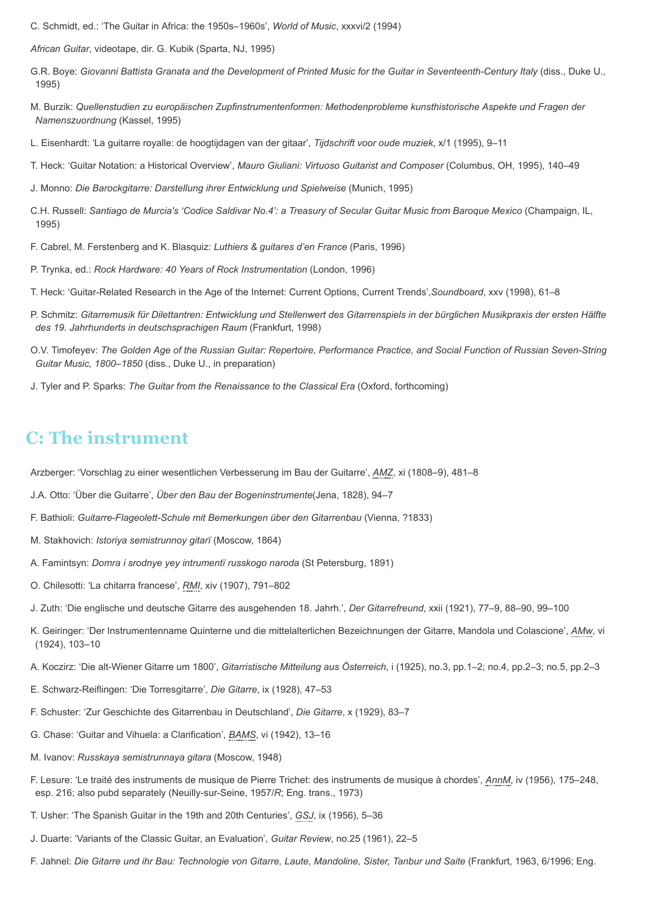C. Schmidt, ed.: 'The Guitar in Africa: the 1950s–1960s', *World of Music*, xxxvi/2 (1994)

*African Guitar*, videotape, dir. G. Kubik (Sparta, NJ, 1995)

G.R. Boye: *Giovanni Battista Granata and the Development of Printed Music for the Guitar in Seventeenth-Century Italy* (diss., Duke U., 1995)

M. Burzik: *Quellenstudien zu europäischen Zupfinstrumentenformen: Methodenprobleme kunsthistorische Aspekte und Fragen der Namenszuordnung* (Kassel, 1995)

L. Eisenhardt: 'La guitarre royalle: de hoogtijdagen van der gitaar', *Tijdschrift voor oude muziek*, x/1 (1995), 9–11

T. Heck: 'Guitar Notation: a Historical Overview', *Mauro Giuliani: Virtuoso Guitarist and Composer* (Columbus, OH, 1995), 140–49

J. Monno: *Die Barockgitarre: Darstellung ihrer Entwicklung und Spielweise* (Munich, 1995)

C.H. Russell: *Santiago de Murcia's 'Codice Saldivar No.4': a Treasury of Secular Guitar Music from Baroque Mexico* (Champaign, IL, 1995)

F. Cabrel, M. Ferstenberg and K. Blasquiz: *Luthiers & guitares d'en France* (Paris, 1996)

P. Trynka, ed.: *Rock Hardware: 40 Years of Rock Instrumentation* (London, 1996)

T. Heck: 'Guitar-Related Research in the Age of the Internet: Current Options, Current Trends',*Soundboard*, xxv (1998), 61–8

P. Schmitz: *Gitarremusik für Dilettantren: Entwicklung und Stellenwert des Gitarrenspiels in der bürglichen Musikpraxis der ersten Hälfte des 19. Jahrhunderts in deutschsprachigen Raum* (Frankfurt, 1998)

O.V. Timofeyev: *The Golden Age of the Russian Guitar: Repertoire, Performance Practice, and Social Function of Russian Seven-String Guitar Music, 1800–1850* (diss., Duke U., in preparation)

J. Tyler and P. Sparks: *The Guitar from the Renaissance to the Classical Era* (Oxford, forthcoming)

## C: The instrument

Arzberger: 'Vorschlag zu einer wesentlichen Verbesserung im Bau der Guitarre', *AMZ*, xi (1808–9), 481–8

J.A. Otto: 'Über die Guitarre', *Über den Bau der Bogeninstrumente*(Jena, 1828), 94–7

F. Bathioli: *Guitarre-Flageolett-Schule mit Bemerkungen über den Gitarrenbau* (Vienna, ?1833)

M. Stakhovich: *Istoriya semistrunnoy gitarï* (Moscow, 1864)

A. Famintsyn: *Domra i srodnye yey intrumentï russkogo naroda* (St Petersburg, 1891)

O. Chilesotti: 'La chitarra francese', *RMI*, xiv (1907), 791–802

J. Zuth: 'Die englische und deutsche Gitarre des ausgehenden 18. Jahrh.', *Der Gitarrefreund*, xxii (1921), 77–9, 88–90, 99–100

K. Geiringer: 'Der Instrumentenname Quinterne und die mittelalterlichen Bezeichnungen der Gitarre, Mandola und Colascione', *AMw*, vi (1924), 103–10

A. Koczirz: 'Die alt-Wiener Gitarre um 1800', *Gitarristische Mitteilung aus Österreich*, i (1925), no.3, pp.1–2; no.4, pp.2–3; no.5, pp.2–3

E. Schwarz-Reiflingen: 'Die Torresgitarre', *Die Gitarre*, ix (1928), 47–53

F. Schuster: 'Zur Geschichte des Gitarrenbau in Deutschland', *Die Gitarre*, x (1929), 83–7

G. Chase: 'Guitar and Vihuela: a Clarification', *BAMS*, vi (1942), 13–16

M. Ivanov: *Russkaya semistrunnaya gitara* (Moscow, 1948)

F. Lesure: 'Le traité des instruments de musique de Pierre Trichet: des instruments de musique à chordes', *AnnM*, iv (1956), 175–248, esp. 216; also pubd separately (Neuilly-sur-Seine, 1957/*R*; Eng. trans., 1973)

T. Usher: 'The Spanish Guitar in the 19th and 20th Centuries', *GSJ*, ix (1956), 5–36

J. Duarte: 'Variants of the Classic Guitar, an Evaluation', *Guitar Review*, no.25 (1961), 22–5

F. Jahnel: *Die Gitarre und ihr Bau: Technologie von Gitarre, Laute, Mandoline, Sister, Tanbur und Saite* (Frankfurt, 1963, 6/1996; Eng.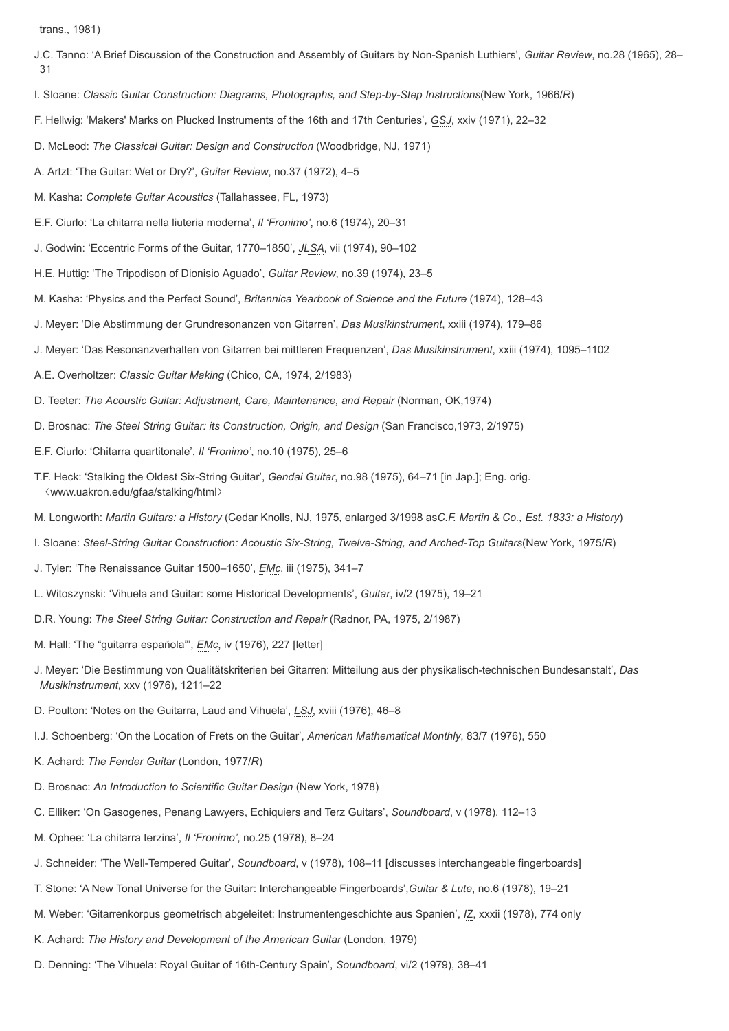trans., 1981)

J.C. Tanno: ‘A Brief Discussion of the Construction and Assembly of Guitars by Non-Spanish Luthiers’, *Guitar Review*, no.28 (1965), 28–31

I. Sloane: *Classic Guitar Construction: Diagrams, Photographs, and Step-by-Step Instructions*(New York, 1966/*R*)

F. Hellwig: ‘Makers' Marks on Plucked Instruments of the 16th and 17th Centuries’, *GSJ*, xxiv (1971), 22–32

D. McLeod: *The Classical Guitar: Design and Construction* (Woodbridge, NJ, 1971)

A. Artzt: ‘The Guitar: Wet or Dry?’, *Guitar Review*, no.37 (1972), 4–5

M. Kasha: *Complete Guitar Acoustics* (Tallahassee, FL, 1973)

E.F. Ciurlo: ‘La chitarra nella liuteria moderna’, *Il ‘Fronimo’*, no.6 (1974), 20–31

J. Godwin: ‘Eccentric Forms of the Guitar, 1770–1850’, *JLSA*, vii (1974), 90–102

H.E. Huttig: ‘The Tripodison of Dionisio Aguado’, *Guitar Review*, no.39 (1974), 23–5

M. Kasha: ‘Physics and the Perfect Sound’, *Britannica Yearbook of Science and the Future* (1974), 128–43

J. Meyer: ‘Die Abstimmung der Grundresonanzen von Gitarren’, *Das Musikinstrument*, xxiii (1974), 179–86

J. Meyer: ‘Das Resonanzverhalten von Gitarren bei mittleren Frequenzen’, *Das Musikinstrument*, xxiii (1974), 1095–1102

A.E. Overholtzer: *Classic Guitar Making* (Chico, CA, 1974, 2/1983)

D. Teeter: *The Acoustic Guitar: Adjustment, Care, Maintenance, and Repair* (Norman, OK,1974)

D. Brosnac: *The Steel String Guitar: its Construction, Origin, and Design* (San Francisco,1973, 2/1975)

E.F. Ciurlo: ‘Chitarra quartitonale’, *Il ‘Fronimo’*, no.10 (1975), 25–6

T.F. Heck: ‘Stalking the Oldest Six-String Guitar’, *Gendai Guitar*, no.98 (1975), 64–71 [in Jap.]; Eng. orig. 〈www.uakron.edu/gfaa/stalking/html〉

M. Longworth: *Martin Guitars: a History* (Cedar Knolls, NJ, 1975, enlarged 3/1998 as*C.F. Martin & Co., Est. 1833: a History*)

I. Sloane: *Steel-String Guitar Construction: Acoustic Six-String, Twelve-String, and Arched-Top Guitars*(New York, 1975/*R*)

J. Tyler: ‘The Renaissance Guitar 1500–1650’, *EMc*, iii (1975), 341–7

L. Witoszynski: ‘Vihuela and Guitar: some Historical Developments’, *Guitar*, iv/2 (1975), 19–21

D.R. Young: *The Steel String Guitar: Construction and Repair* (Radnor, PA, 1975, 2/1987)

M. Hall: ‘The “guitarra española”’, *EMc*, iv (1976), 227 [letter]

J. Meyer: ‘Die Bestimmung von Qualitätskriterien bei Gitarren: Mitteilung aus der physikalisch-technischen Bundesanstalt’, *Das Musikinstrument*, xxv (1976), 1211–22

D. Poulton: ‘Notes on the Guitarra, Laud and Vihuela’, *LSJ*, xviii (1976), 46–8

I.J. Schoenberg: ‘On the Location of Frets on the Guitar’, *American Mathematical Monthly*, 83/7 (1976), 550

K. Achard: *The Fender Guitar* (London, 1977/*R*)

D. Brosnac: *An Introduction to Scientific Guitar Design* (New York, 1978)

C. Elliker: ‘On Gasogenes, Penang Lawyers, Echiquiers and Terz Guitars’, *Soundboard*, v (1978), 112–13

M. Ophee: ‘La chitarra terzina’, *Il ‘Fronimo’*, no.25 (1978), 8–24

J. Schneider: ‘The Well-Tempered Guitar’, *Soundboard*, v (1978), 108–11 [discusses interchangeable fingerboards]

T. Stone: ‘A New Tonal Universe for the Guitar: Interchangeable Fingerboards’,*Guitar & Lute*, no.6 (1978), 19–21

M. Weber: ‘Gitarrenkorpus geometrisch abgeleitet: Instrumentengeschichte aus Spanien’, *IZ*, xxxii (1978), 774 only

K. Achard: *The History and Development of the American Guitar* (London, 1979)

D. Denning: ‘The Vihuela: Royal Guitar of 16th-Century Spain’, *Soundboard*, vi/2 (1979), 38–41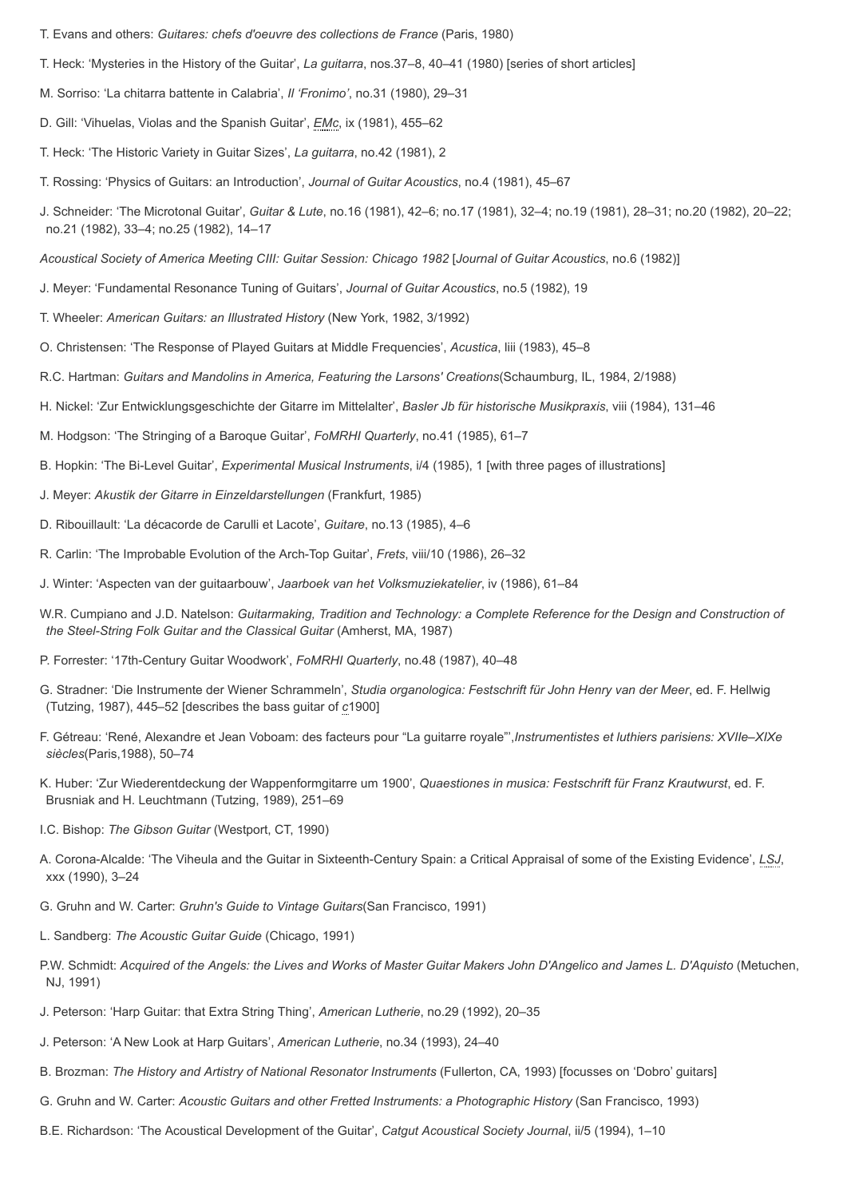T. Evans and others: *Guitares: chefs d'oeuvre des collections de France* (Paris, 1980)

T. Heck: 'Mysteries in the History of the Guitar', *La guitarra*, nos.37–8, 40–41 (1980) [series of short articles]

M. Sorriso: 'La chitarra battente in Calabria', *Il 'Fronimo'*, no.31 (1980), 29–31

D. Gill: 'Vihuelas, Violas and the Spanish Guitar', *EMc*, ix (1981), 455–62

T. Heck: 'The Historic Variety in Guitar Sizes', *La guitarra*, no.42 (1981), 2

T. Rossing: 'Physics of Guitars: an Introduction', *Journal of Guitar Acoustics*, no.4 (1981), 45–67

J. Schneider: 'The Microtonal Guitar', *Guitar & Lute*, no.16 (1981), 42–6; no.17 (1981), 32–4; no.19 (1981), 28–31; no.20 (1982), 20–22; no.21 (1982), 33–4; no.25 (1982), 14–17

*Acoustical Society of America Meeting CIII: Guitar Session: Chicago 1982* [*Journal of Guitar Acoustics*, no.6 (1982)]

J. Meyer: 'Fundamental Resonance Tuning of Guitars', *Journal of Guitar Acoustics*, no.5 (1982), 19

T. Wheeler: *American Guitars: an Illustrated History* (New York, 1982, 3/1992)

O. Christensen: 'The Response of Played Guitars at Middle Frequencies', *Acustica*, liii (1983), 45–8

R.C. Hartman: *Guitars and Mandolins in America, Featuring the Larsons' Creations*(Schaumburg, IL, 1984, 2/1988)

H. Nickel: 'Zur Entwicklungsgeschichte der Gitarre im Mittelalter', *Basler Jb für historische Musikpraxis*, viii (1984), 131–46

M. Hodgson: 'The Stringing of a Baroque Guitar', *FoMRHI Quarterly*, no.41 (1985), 61–7

B. Hopkin: 'The Bi-Level Guitar', *Experimental Musical Instruments*, i/4 (1985), 1 [with three pages of illustrations]

J. Meyer: *Akustik der Gitarre in Einzeldarstellungen* (Frankfurt, 1985)

D. Ribouillault: 'La décacorde de Carulli et Lacote', *Guitare*, no.13 (1985), 4–6

R. Carlin: 'The Improbable Evolution of the Arch-Top Guitar', *Frets*, viii/10 (1986), 26–32

J. Winter: 'Aspecten van der guitaarbouw', *Jaarboek van het Volksmuziekatelier*, iv (1986), 61–84

W.R. Cumpiano and J.D. Natelson: *Guitarmaking, Tradition and Technology: a Complete Reference for the Design and Construction of the Steel-String Folk Guitar and the Classical Guitar* (Amherst, MA, 1987)

P. Forrester: '17th-Century Guitar Woodwork', *FoMRHI Quarterly*, no.48 (1987), 40–48

G. Stradner: 'Die Instrumente der Wiener Schrammeln', *Studia organologica: Festschrift für John Henry van der Meer*, ed. F. Hellwig (Tutzing, 1987), 445–52 [describes the bass guitar of *c*1900]

F. Gétreau: 'René, Alexandre et Jean Voboam: des facteurs pour "La guitarre royale"',*Instrumentistes et luthiers parisiens: XVIIe–XIXe siècles*(Paris,1988), 50–74

K. Huber: 'Zur Wiederentdeckung der Wappenformgitarre um 1900', *Quaestiones in musica: Festschrift für Franz Krautwurst*, ed. F. Brusniak and H. Leuchtmann (Tutzing, 1989), 251–69

I.C. Bishop: *The Gibson Guitar* (Westport, CT, 1990)

A. Corona-Alcalde: 'The Viheula and the Guitar in Sixteenth-Century Spain: a Critical Appraisal of some of the Existing Evidence', *LSJ*, xxx (1990), 3–24

G. Gruhn and W. Carter: *Gruhn's Guide to Vintage Guitars*(San Francisco, 1991)

L. Sandberg: *The Acoustic Guitar Guide* (Chicago, 1991)

P.W. Schmidt: *Acquired of the Angels: the Lives and Works of Master Guitar Makers John D'Angelico and James L. D'Aquisto* (Metuchen, NJ, 1991)

J. Peterson: 'Harp Guitar: that Extra String Thing', *American Lutherie*, no.29 (1992), 20–35

J. Peterson: 'A New Look at Harp Guitars', *American Lutherie*, no.34 (1993), 24–40

B. Brozman: *The History and Artistry of National Resonator Instruments* (Fullerton, CA, 1993) [focusses on 'Dobro' guitars]

G. Gruhn and W. Carter: *Acoustic Guitars and other Fretted Instruments: a Photographic History* (San Francisco, 1993)

B.E. Richardson: 'The Acoustical Development of the Guitar', *Catgut Acoustical Society Journal*, ii/5 (1994), 1–10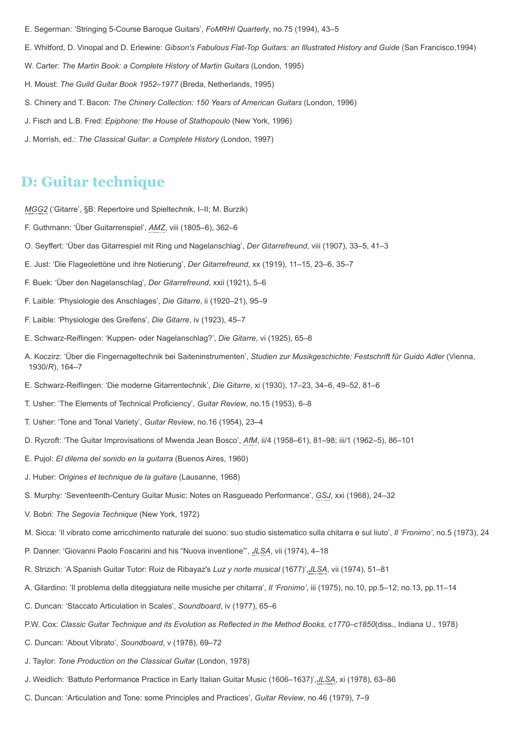E. Segerman: ‘Stringing 5-Course Baroque Guitars’, *FoMRHI Quarterly*, no.75 (1994), 43–5

E. Whitford, D. Vinopal and D. Erlewine: *Gibson's Fabulous Flat-Top Guitars: an Illustrated History and Guide* (San Francisco,1994)

W. Carter: *The Martin Book: a Complete History of Martin Guitars* (London, 1995)

H. Moust: *The Guild Guitar Book 1952–1977* (Breda, Netherlands, 1995)

S. Chinery and T. Bacon: *The Chinery Collection: 150 Years of American Guitars* (London, 1996)

J. Fisch and L.B. Fred: *Epiphone: the House of Stathopoulo* (New York, 1996)

J. Morrish, ed.: *The Classical Guitar: a Complete History* (London, 1997)

## D: Guitar technique

*MGG2* (‘Gitarre’, §B: Repertoire und Spieltechnik, I–II; M. Burzik)

F. Guthmann: ‘Über Guitarrenspiel’, *AMZ*, viii (1805–6), 362–6

O. Seyffert: ‘Über das Gitarrespiel mit Ring und Nagelanschlag’, *Der Gitarrefreund*, viii (1907), 33–5, 41–3

E. Just: ‘Die Flageolettöne und ihre Notierung’, *Der Gitarrefreund*, xx (1919), 11–15, 23–6, 35–7

F. Buek: ‘Über den Nagelanschlag’, *Der Gitarrefreund*, xxii (1921), 5–6

F. Laible: ‘Physiologie des Anschlages’, *Die Gitarre*, ii (1920–21), 95–9

F. Laible: ‘Physiologie des Greifens’, *Die Gitarre*, iv (1923), 45–7

E. Schwarz-Reiflingen: ‘Kuppen- oder Nagelanschlag?’, *Die Gitarre*, vi (1925), 65–8

A. Koczirz: ‘Über die Fingernageltechnik bei Saiteninstrumenten’, *Studien zur Musikgeschichte: Festschrift für Guido Adler* (Vienna, 1930/*R*), 164–7

E. Schwarz-Reiflingen: ‘Die moderne Gitarrentechnik’, *Die Gitarre*, xi (1930), 17–23, 34–6, 49–52, 81–6

T. Usher: ‘The Elements of Technical Proficiency’, *Guitar Review*, no.15 (1953), 6–8

T. Usher: ‘Tone and Tonal Variety’, *Guitar Review*, no.16 (1954), 23–4

D. Rycroft: ‘The Guitar Improvisations of Mwenda Jean Bosco’, *AfM*, ii/4 (1958–61), 81–98; iii/1 (1962–5), 86–101

E. Pujol: *El dilema del sonido en la guitarra* (Buenos Aires, 1960)

J. Huber: *Origines et technique de la guitare* (Lausanne, 1968)

S. Murphy: ‘Seventeenth-Century Guitar Music: Notes on Rasgueado Performance’, *GSJ*, xxi (1968), 24–32

V. Bobri: *The Segovia Technique* (New York, 1972)

M. Sicca: ‘Il vibrato come arricchimento naturale del suono: suo studio sistematico sulla chitarra e sul liuto’, *Il ‘Fronimo’*, no.5 (1973), 24

P. Danner: ‘Giovanni Paolo Foscarini and his “Nuova inventione”’, *JLSA*, vii (1974), 4–18

R. Strizich: ‘A Spanish Guitar Tutor: Ruiz de Ribayaz's *Luz y norte musical* (1677)’,*JLSA*, vii (1974), 51–81

A. Gilardino: ‘Il problema della diteggiatura nelle musiche per chitarra’, *Il ‘Fronimo’*, iii (1975), no.10, pp.5–12; no.13, pp.11–14

C. Duncan: ‘Staccato Articulation in Scales’, *Soundboard*, iv (1977), 65–6

P.W. Cox: *Classic Guitar Technique and its Evolution as Reflected in the Method Books, c1770–c1850*(diss., Indiana U., 1978)

C. Duncan: ‘About Vibrato’, *Soundboard*, v (1978), 69–72

J. Taylor: *Tone Production on the Classical Guitar* (London, 1978)

J. Weidlich: ‘Battuto Performance Practice in Early Italian Guitar Music (1606–1637)’,*JLSA*, xi (1978), 63–86

C. Duncan: ‘Articulation and Tone: some Principles and Practices’, *Guitar Review*, no.46 (1979), 7–9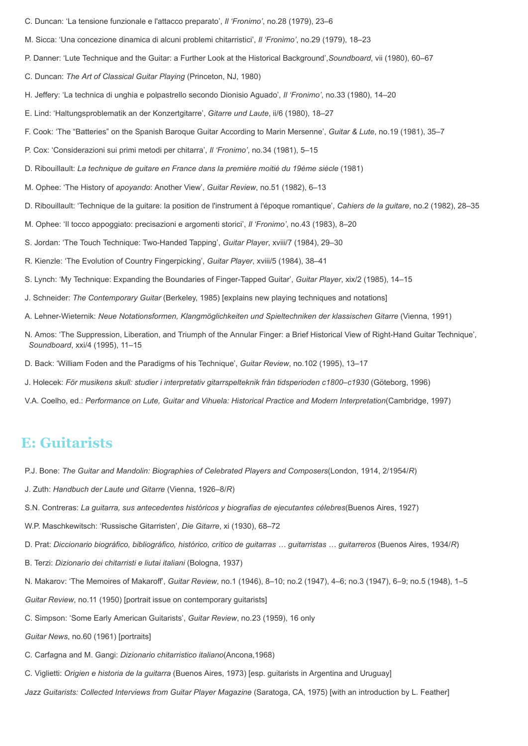C. Duncan: 'La tensione funzionale e l'attacco preparato', *Il 'Fronimo'*, no.28 (1979), 23–6

M. Sicca: 'Una concezione dinamica di alcuni problemi chitarristici', *Il 'Fronimo'*, no.29 (1979), 18–23

P. Danner: 'Lute Technique and the Guitar: a Further Look at the Historical Background',*Soundboard*, vii (1980), 60–67

C. Duncan: *The Art of Classical Guitar Playing* (Princeton, NJ, 1980)

H. Jeffery: 'La technica di unghia e polpastrello secondo Dionisio Aguado', *Il 'Fronimo'*, no.33 (1980), 14–20

E. Lind: 'Haltungsproblematik an der Konzertgitarre', *Gitarre und Laute*, ii/6 (1980), 18–27

F. Cook: 'The "Batteries" on the Spanish Baroque Guitar According to Marin Mersenne', *Guitar & Lute*, no.19 (1981), 35–7

P. Cox: 'Considerazioni sui primi metodi per chitarra', *Il 'Fronimo'*, no.34 (1981), 5–15

D. Ribouillault: *La technique de guitare en France dans la première moitié du 19ème siècle* (1981)

M. Ophee: 'The History of *apoyando*: Another View', *Guitar Review*, no.51 (1982), 6–13

D. Ribouillault: 'Technique de la guitare: la position de l'instrument à l'époque romantique', *Cahiers de la guitare*, no.2 (1982), 28–35

M. Ophee: 'Il tocco appoggiato: precisazioni e argomenti storici', *Il 'Fronimo'*, no.43 (1983), 8–20

S. Jordan: 'The Touch Technique: Two-Handed Tapping', *Guitar Player*, xviii/7 (1984), 29–30

R. Kienzle: 'The Evolution of Country Fingerpicking', *Guitar Player*, xviii/5 (1984), 38–41

S. Lynch: 'My Technique: Expanding the Boundaries of Finger-Tapped Guitar', *Guitar Player*, xix/2 (1985), 14–15

J. Schneider: *The Contemporary Guitar* (Berkeley, 1985) [explains new playing techniques and notations]

A. Lehner-Wieternik: *Neue Notationsformen, Klangmöglichkeiten und Spieltechniken der klassischen Gitarre* (Vienna, 1991)

N. Amos: 'The Suppression, Liberation, and Triumph of the Annular Finger: a Brief Historical View of Right-Hand Guitar Technique', *Soundboard*, xxi/4 (1995), 11–15

D. Back: 'William Foden and the Paradigms of his Technique', *Guitar Review*, no.102 (1995), 13–17

J. Holecek: *För musikens skull: studier i interpretativ gitarrspelteknik från tidsperioden c1800–c1930* (Göteborg, 1996)

V.A. Coelho, ed.: *Performance on Lute, Guitar and Vihuela: Historical Practice and Modern Interpretation*(Cambridge, 1997)

## E: Guitarists

P.J. Bone: *The Guitar and Mandolin: Biographies of Celebrated Players and Composers*(London, 1914, 2/1954/*R*)

J. Zuth: *Handbuch der Laute und Gitarre* (Vienna, 1926–8/*R*)

S.N. Contreras: *La guitarra, sus antecedentes históricos y biografías de ejecutantes célebres*(Buenos Aires, 1927)

W.P. Maschkewitsch: 'Russische Gitarristen', *Die Gitarre*, xi (1930), 68–72

D. Prat: *Diccionario biográfico, bibliográfico, histórico, crítico de guitarras … guitarristas … guitarreros* (Buenos Aires, 1934/*R*)

B. Terzi: *Dizionario dei chitarristi e liutai italiani* (Bologna, 1937)

N. Makarov: 'The Memoires of Makaroff', *Guitar Review*, no.1 (1946), 8–10; no.2 (1947), 4–6; no.3 (1947), 6–9; no.5 (1948), 1–5

*Guitar Review*, no.11 (1950) [portrait issue on contemporary guitarists]

C. Simpson: 'Some Early American Guitarists', *Guitar Review*, no.23 (1959), 16 only

*Guitar News*, no.60 (1961) [portraits]

C. Carfagna and M. Gangi: *Dizionario chitarristico italiano*(Ancona,1968)

C. Viglietti: *Origien e historia de la guitarra* (Buenos Aires, 1973) [esp. guitarists in Argentina and Uruguay]

*Jazz Guitarists: Collected Interviews from Guitar Player Magazine* (Saratoga, CA, 1975) [with an introduction by L. Feather]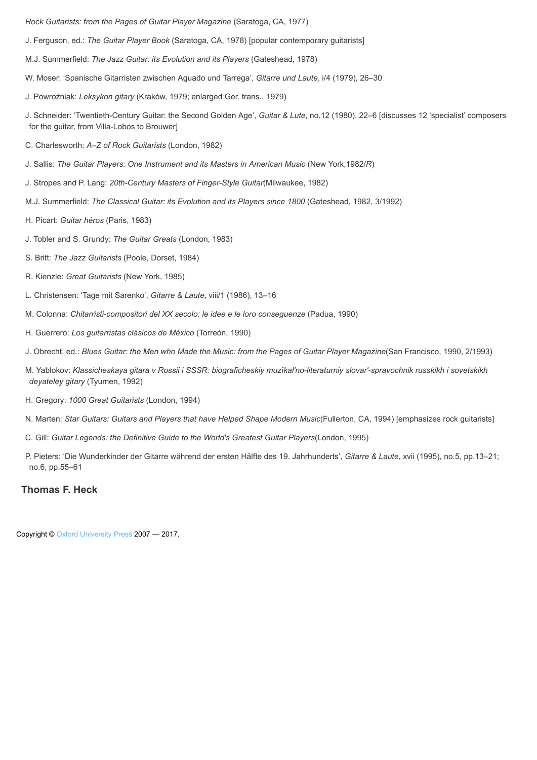*Rock Guitarists: from the Pages of Guitar Player Magazine* (Saratoga, CA, 1977)

J. Ferguson, ed.: *The Guitar Player Book* (Saratoga, CA, 1978) [popular contemporary guitarists]

M.J. Summerfield: *The Jazz Guitar: its Evolution and its Players* (Gateshead, 1978)

W. Moser: 'Spanische Gitarristen zwischen Aguado und Tarrega', *Gitarre und Laute*, i/4 (1979), 26–30

J. Powroźniak: *Leksykon gitary* (Kraków, 1979; enlarged Ger. trans., 1979)

J. Schneider: 'Twentieth-Century Guitar: the Second Golden Age', *Guitar & Lute*, no.12 (1980), 22–6 [discusses 12 'specialist' composers for the guitar, from Villa-Lobos to Brouwer]

C. Charlesworth: *A–Z of Rock Guitarists* (London, 1982)

J. Sallis: *The Guitar Players: One Instrument and its Masters in American Music* (New York,1982/*R*)

J. Stropes and P. Lang: *20th-Century Masters of Finger-Style Guitar*(Milwaukee, 1982)

M.J. Summerfield: *The Classical Guitar: its Evolution and its Players since 1800* (Gateshead, 1982, 3/1992)

H. Picart: *Guitar héros* (Paris, 1983)

J. Tobler and S. Grundy: *The Guitar Greats* (London, 1983)

S. Britt: *The Jazz Guitarists* (Poole, Dorset, 1984)

R. Kienzle: *Great Guitarists* (New York, 1985)

L. Christensen: 'Tage mit Sarenko', *Gitarre & Laute*, viii/1 (1986), 13–16

M. Colonna: *Chitarristi-compositori del XX secolo: le idee e le loro conseguenze* (Padua, 1990)

H. Guerrero: *Los guitarristas clásicos de México* (Torreón, 1990)

J. Obrecht, ed.: *Blues Guitar: the Men who Made the Music: from the Pages of Guitar Player Magazine*(San Francisco, 1990, 2/1993)

M. Yablokov: *Klassicheskaya gitara v Rossii i SSSR: biograficheskiy muzïkal'no-literaturniy slovar'-spravochnik russkikh i sovetskikh deyateley gitary* (Tyumen, 1992)

H. Gregory: *1000 Great Guitarists* (London, 1994)

N. Marten: *Star Guitars: Guitars and Players that have Helped Shape Modern Music*(Fullerton, CA, 1994) [emphasizes rock guitarists]

C. Gill: *Guitar Legends: the Definitive Guide to the World's Greatest Guitar Players*(London, 1995)

P. Pieters: 'Die Wunderkinder der Gitarre während der ersten Hälfte des 19. Jahrhunderts', *Gitarre & Laute*, xvii (1995), no.5, pp.13–21; no.6, pp.55–61

**Thomas F. Heck**

Copyright © Oxford University Press 2007 — 2017.